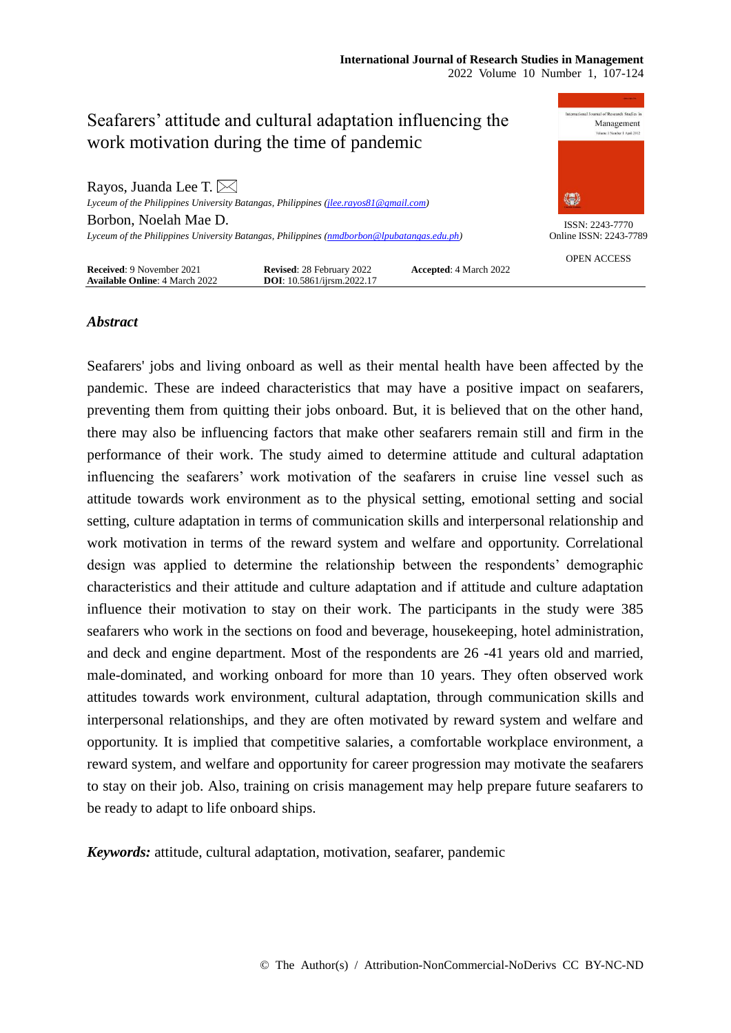# Seafarers' attitude and cultural adaptation influencing the work motivation during the time of pandemic

Rayos, Juanda Lee T. ✉
*Lyceum of the Philippines University Batangas, Philippines (jlee.rayos81@gmail.com)*

Borbon, Noelah Mae D.
*Lyceum of the Philippines University Batangas, Philippines (nmdborbon@lpubatangas.edu.ph)*

ISSN: 2243-7770
Online ISSN: 2243-7789

OPEN ACCESS

**Received**: 9 November 2021 **Revised**: 28 February 2022 **Accepted**: 4 March 2022
**Available Online**: 4 March 2022 **DOI**: 10.5861/ijrsm.2022.17

## *Abstract*

Seafarers' jobs and living onboard as well as their mental health have been affected by the pandemic. These are indeed characteristics that may have a positive impact on seafarers, preventing them from quitting their jobs onboard. But, it is believed that on the other hand, there may also be influencing factors that make other seafarers remain still and firm in the performance of their work. The study aimed to determine attitude and cultural adaptation influencing the seafarers' work motivation of the seafarers in cruise line vessel such as attitude towards work environment as to the physical setting, emotional setting and social setting, culture adaptation in terms of communication skills and interpersonal relationship and work motivation in terms of the reward system and welfare and opportunity. Correlational design was applied to determine the relationship between the respondents' demographic characteristics and their attitude and culture adaptation and if attitude and culture adaptation influence their motivation to stay on their work. The participants in the study were 385 seafarers who work in the sections on food and beverage, housekeeping, hotel administration, and deck and engine department. Most of the respondents are 26 -41 years old and married, male-dominated, and working onboard for more than 10 years. They often observed work attitudes towards work environment, cultural adaptation, through communication skills and interpersonal relationships, and they are often motivated by reward system and welfare and opportunity. It is implied that competitive salaries, a comfortable workplace environment, a reward system, and welfare and opportunity for career progression may motivate the seafarers to stay on their job. Also, training on crisis management may help prepare future seafarers to be ready to adapt to life onboard ships.

***Keywords:*** attitude, cultural adaptation, motivation, seafarer, pandemic

© The Author(s) / Attribution-NonCommercial-NoDerivs CC BY-NC-ND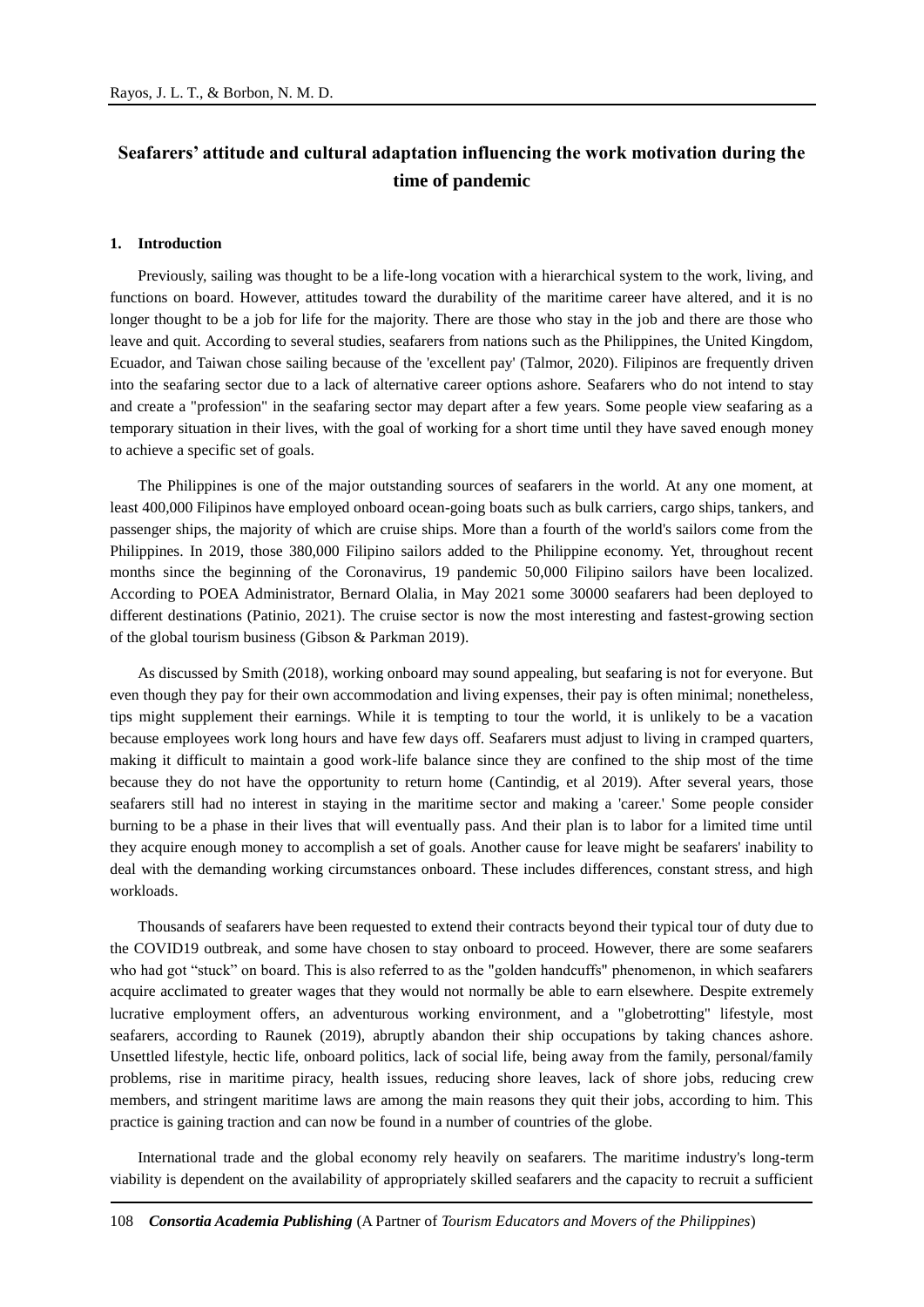# Seafarers' attitude and cultural adaptation influencing the work motivation during the time of pandemic

## 1. Introduction

Previously, sailing was thought to be a life-long vocation with a hierarchical system to the work, living, and functions on board. However, attitudes toward the durability of the maritime career have altered, and it is no longer thought to be a job for life for the majority. There are those who stay in the job and there are those who leave and quit. According to several studies, seafarers from nations such as the Philippines, the United Kingdom, Ecuador, and Taiwan chose sailing because of the 'excellent pay' (Talmor, 2020). Filipinos are frequently driven into the seafaring sector due to a lack of alternative career options ashore. Seafarers who do not intend to stay and create a "profession" in the seafaring sector may depart after a few years. Some people view seafaring as a temporary situation in their lives, with the goal of working for a short time until they have saved enough money to achieve a specific set of goals.

The Philippines is one of the major outstanding sources of seafarers in the world. At any one moment, at least 400,000 Filipinos have employed onboard ocean-going boats such as bulk carriers, cargo ships, tankers, and passenger ships, the majority of which are cruise ships. More than a fourth of the world's sailors come from the Philippines. In 2019, those 380,000 Filipino sailors added to the Philippine economy. Yet, throughout recent months since the beginning of the Coronavirus, 19 pandemic 50,000 Filipino sailors have been localized. According to POEA Administrator, Bernard Olalia, in May 2021 some 30000 seafarers had been deployed to different destinations (Patinio, 2021). The cruise sector is now the most interesting and fastest-growing section of the global tourism business (Gibson & Parkman 2019).

As discussed by Smith (2018), working onboard may sound appealing, but seafaring is not for everyone. But even though they pay for their own accommodation and living expenses, their pay is often minimal; nonetheless, tips might supplement their earnings. While it is tempting to tour the world, it is unlikely to be a vacation because employees work long hours and have few days off. Seafarers must adjust to living in cramped quarters, making it difficult to maintain a good work-life balance since they are confined to the ship most of the time because they do not have the opportunity to return home (Cantindig, et al 2019). After several years, those seafarers still had no interest in staying in the maritime sector and making a 'career.' Some people consider burning to be a phase in their lives that will eventually pass. And their plan is to labor for a limited time until they acquire enough money to accomplish a set of goals. Another cause for leave might be seafarers' inability to deal with the demanding working circumstances onboard. These includes differences, constant stress, and high workloads.

Thousands of seafarers have been requested to extend their contracts beyond their typical tour of duty due to the COVID19 outbreak, and some have chosen to stay onboard to proceed. However, there are some seafarers who had got "stuck" on board. This is also referred to as the "golden handcuffs" phenomenon, in which seafarers acquire acclimated to greater wages that they would not normally be able to earn elsewhere. Despite extremely lucrative employment offers, an adventurous working environment, and a "globetrotting" lifestyle, most seafarers, according to Raunek (2019), abruptly abandon their ship occupations by taking chances ashore. Unsettled lifestyle, hectic life, onboard politics, lack of social life, being away from the family, personal/family problems, rise in maritime piracy, health issues, reducing shore leaves, lack of shore jobs, reducing crew members, and stringent maritime laws are among the main reasons they quit their jobs, according to him. This practice is gaining traction and can now be found in a number of countries of the globe.

International trade and the global economy rely heavily on seafarers. The maritime industry's long-term viability is dependent on the availability of appropriately skilled seafarers and the capacity to recruit a sufficient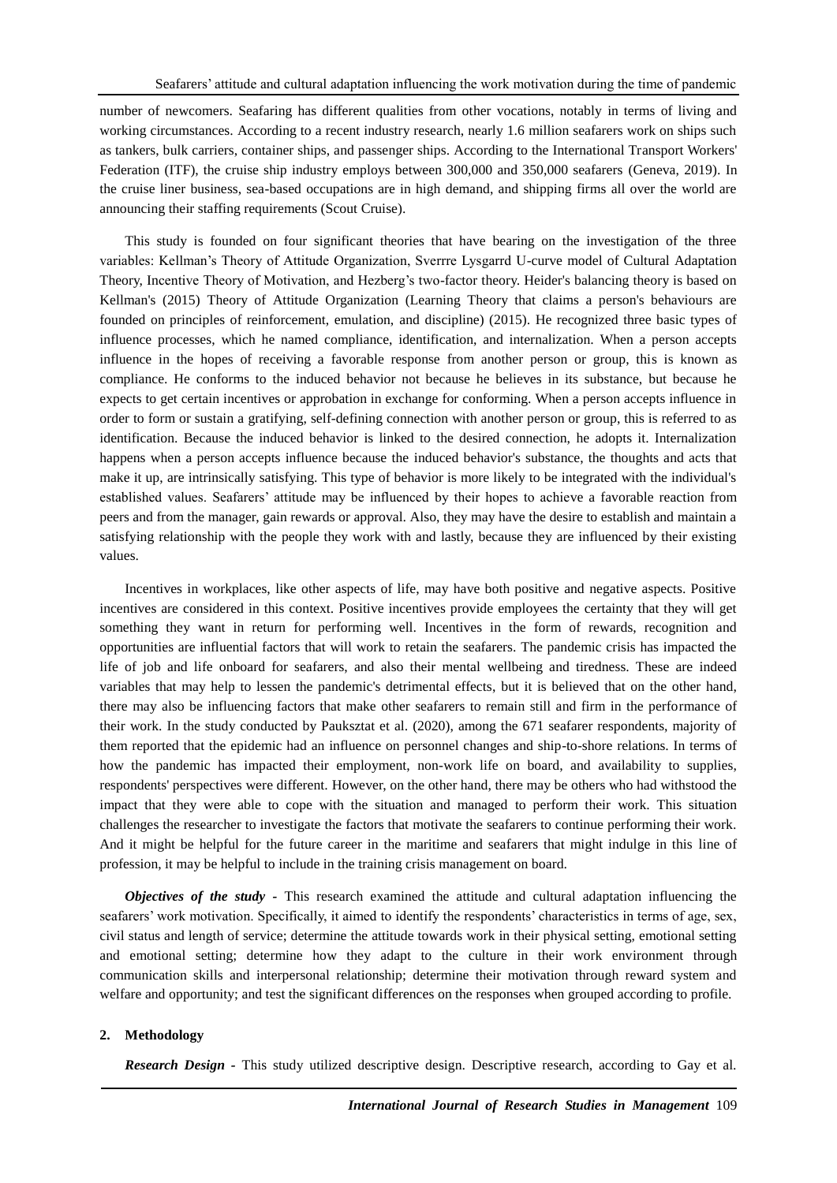number of newcomers. Seafaring has different qualities from other vocations, notably in terms of living and working circumstances. According to a recent industry research, nearly 1.6 million seafarers work on ships such as tankers, bulk carriers, container ships, and passenger ships. According to the International Transport Workers' Federation (ITF), the cruise ship industry employs between 300,000 and 350,000 seafarers (Geneva, 2019). In the cruise liner business, sea-based occupations are in high demand, and shipping firms all over the world are announcing their staffing requirements (Scout Cruise).

This study is founded on four significant theories that have bearing on the investigation of the three variables: Kellman's Theory of Attitude Organization, Sverrre Lysgarrd U-curve model of Cultural Adaptation Theory, Incentive Theory of Motivation, and Hezberg's two-factor theory. Heider's balancing theory is based on Kellman's (2015) Theory of Attitude Organization (Learning Theory that claims a person's behaviours are founded on principles of reinforcement, emulation, and discipline) (2015). He recognized three basic types of influence processes, which he named compliance, identification, and internalization. When a person accepts influence in the hopes of receiving a favorable response from another person or group, this is known as compliance. He conforms to the induced behavior not because he believes in its substance, but because he expects to get certain incentives or approbation in exchange for conforming. When a person accepts influence in order to form or sustain a gratifying, self-defining connection with another person or group, this is referred to as identification. Because the induced behavior is linked to the desired connection, he adopts it. Internalization happens when a person accepts influence because the induced behavior's substance, the thoughts and acts that make it up, are intrinsically satisfying. This type of behavior is more likely to be integrated with the individual's established values. Seafarers' attitude may be influenced by their hopes to achieve a favorable reaction from peers and from the manager, gain rewards or approval. Also, they may have the desire to establish and maintain a satisfying relationship with the people they work with and lastly, because they are influenced by their existing values.

Incentives in workplaces, like other aspects of life, may have both positive and negative aspects. Positive incentives are considered in this context. Positive incentives provide employees the certainty that they will get something they want in return for performing well. Incentives in the form of rewards, recognition and opportunities are influential factors that will work to retain the seafarers. The pandemic crisis has impacted the life of job and life onboard for seafarers, and also their mental wellbeing and tiredness. These are indeed variables that may help to lessen the pandemic's detrimental effects, but it is believed that on the other hand, there may also be influencing factors that make other seafarers to remain still and firm in the performance of their work. In the study conducted by Pauksztat et al. (2020), among the 671 seafarer respondents, majority of them reported that the epidemic had an influence on personnel changes and ship-to-shore relations. In terms of how the pandemic has impacted their employment, non-work life on board, and availability to supplies, respondents' perspectives were different. However, on the other hand, there may be others who had withstood the impact that they were able to cope with the situation and managed to perform their work. This situation challenges the researcher to investigate the factors that motivate the seafarers to continue performing their work. And it might be helpful for the future career in the maritime and seafarers that might indulge in this line of profession, it may be helpful to include in the training crisis management on board.

***Objectives of the study*** - This research examined the attitude and cultural adaptation influencing the seafarers' work motivation. Specifically, it aimed to identify the respondents' characteristics in terms of age, sex, civil status and length of service; determine the attitude towards work in their physical setting, emotional setting and emotional setting; determine how they adapt to the culture in their work environment through communication skills and interpersonal relationship; determine their motivation through reward system and welfare and opportunity; and test the significant differences on the responses when grouped according to profile.

## 2. Methodology

***Research Design*** - This study utilized descriptive design. Descriptive research, according to Gay et al.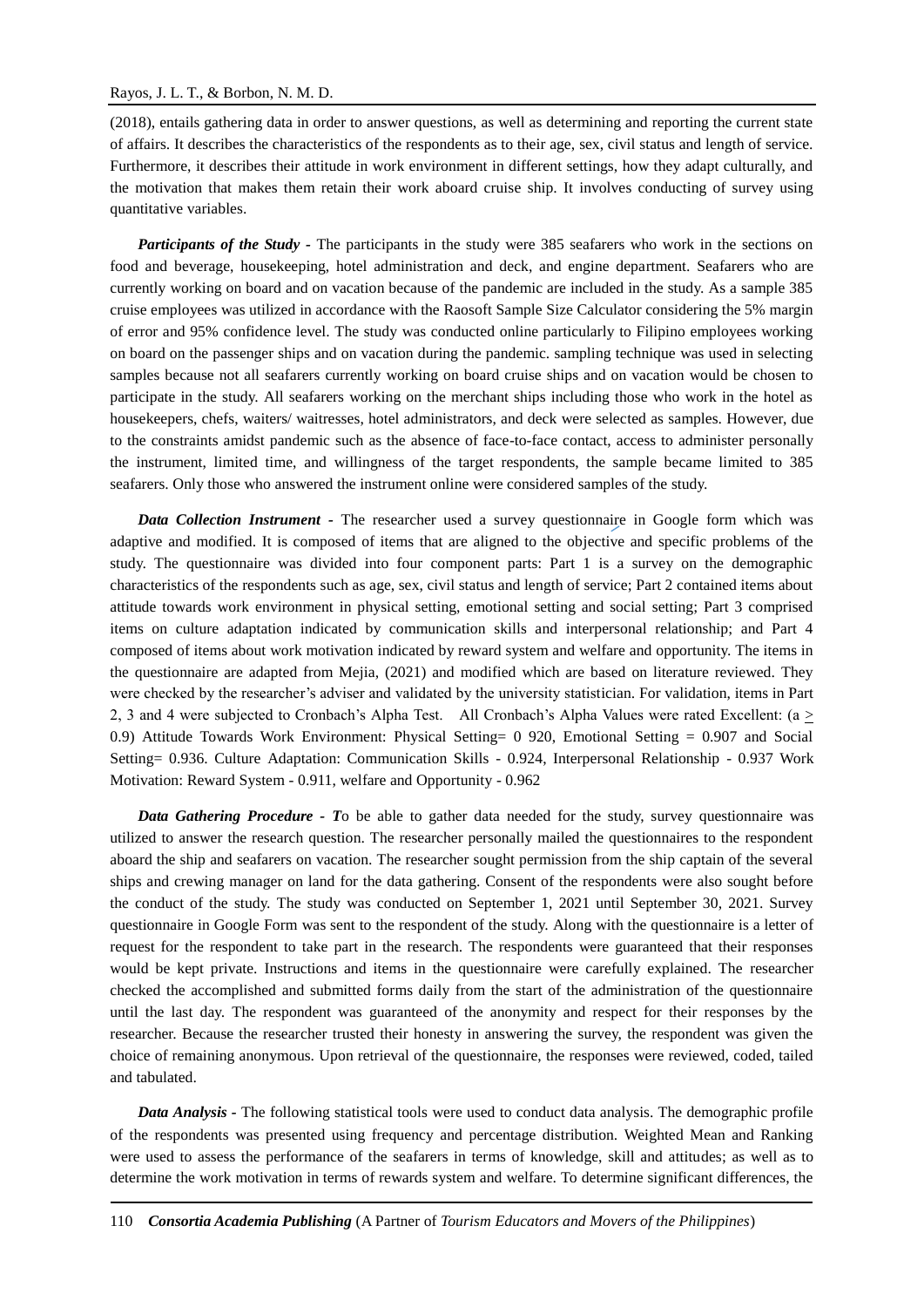(2018), entails gathering data in order to answer questions, as well as determining and reporting the current state of affairs. It describes the characteristics of the respondents as to their age, sex, civil status and length of service. Furthermore, it describes their attitude in work environment in different settings, how they adapt culturally, and the motivation that makes them retain their work aboard cruise ship. It involves conducting of survey using quantitative variables.

***Participants of the Study*** - The participants in the study were 385 seafarers who work in the sections on food and beverage, housekeeping, hotel administration and deck, and engine department. Seafarers who are currently working on board and on vacation because of the pandemic are included in the study. As a sample 385 cruise employees was utilized in accordance with the Raosoft Sample Size Calculator considering the 5% margin of error and 95% confidence level. The study was conducted online particularly to Filipino employees working on board on the passenger ships and on vacation during the pandemic. sampling technique was used in selecting samples because not all seafarers currently working on board cruise ships and on vacation would be chosen to participate in the study. All seafarers working on the merchant ships including those who work in the hotel as housekeepers, chefs, waiters/ waitresses, hotel administrators, and deck were selected as samples. However, due to the constraints amidst pandemic such as the absence of face-to-face contact, access to administer personally the instrument, limited time, and willingness of the target respondents, the sample became limited to 385 seafarers. Only those who answered the instrument online were considered samples of the study.

***Data Collection Instrument*** - The researcher used a survey questionnaire in Google form which was adaptive and modified. It is composed of items that are aligned to the objective and specific problems of the study. The questionnaire was divided into four component parts: Part 1 is a survey on the demographic characteristics of the respondents such as age, sex, civil status and length of service; Part 2 contained items about attitude towards work environment in physical setting, emotional setting and social setting; Part 3 comprised items on culture adaptation indicated by communication skills and interpersonal relationship; and Part 4 composed of items about work motivation indicated by reward system and welfare and opportunity. The items in the questionnaire are adapted from Mejia, (2021) and modified which are based on literature reviewed. They were checked by the researcher's adviser and validated by the university statistician. For validation, items in Part 2, 3 and 4 were subjected to Cronbach's Alpha Test. All Cronbach's Alpha Values were rated Excellent: (a $\geq$ 0.9) Attitude Towards Work Environment: Physical Setting= 0 920, Emotional Setting = 0.907 and Social Setting= 0.936. Culture Adaptation: Communication Skills - 0.924, Interpersonal Relationship - 0.937 Work Motivation: Reward System - 0.911, welfare and Opportunity - 0.962

***Data Gathering Procedure*** - ***T***o be able to gather data needed for the study, survey questionnaire was utilized to answer the research question. The researcher personally mailed the questionnaires to the respondent aboard the ship and seafarers on vacation. The researcher sought permission from the ship captain of the several ships and crewing manager on land for the data gathering. Consent of the respondents were also sought before the conduct of the study. The study was conducted on September 1, 2021 until September 30, 2021. Survey questionnaire in Google Form was sent to the respondent of the study. Along with the questionnaire is a letter of request for the respondent to take part in the research. The respondents were guaranteed that their responses would be kept private. Instructions and items in the questionnaire were carefully explained. The researcher checked the accomplished and submitted forms daily from the start of the administration of the questionnaire until the last day. The respondent was guaranteed of the anonymity and respect for their responses by the researcher. Because the researcher trusted their honesty in answering the survey, the respondent was given the choice of remaining anonymous. Upon retrieval of the questionnaire, the responses were reviewed, coded, tailed and tabulated.

***Data Analysis*** - The following statistical tools were used to conduct data analysis. The demographic profile of the respondents was presented using frequency and percentage distribution. Weighted Mean and Ranking were used to assess the performance of the seafarers in terms of knowledge, skill and attitudes; as well as to determine the work motivation in terms of rewards system and welfare. To determine significant differences, the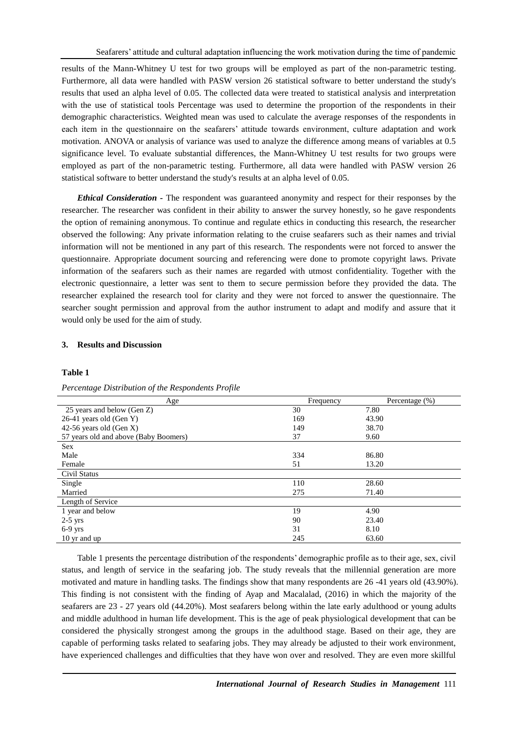results of the Mann-Whitney U test for two groups will be employed as part of the non-parametric testing. Furthermore, all data were handled with PASW version 26 statistical software to better understand the study's results that used an alpha level of 0.05. The collected data were treated to statistical analysis and interpretation with the use of statistical tools Percentage was used to determine the proportion of the respondents in their demographic characteristics. Weighted mean was used to calculate the average responses of the respondents in each item in the questionnaire on the seafarers' attitude towards environment, culture adaptation and work motivation. ANOVA or analysis of variance was used to analyze the difference among means of variables at 0.5 significance level. To evaluate substantial differences, the Mann-Whitney U test results for two groups were employed as part of the non-parametric testing. Furthermore, all data were handled with PASW version 26 statistical software to better understand the study's results at an alpha level of 0.05.

***Ethical Consideration*** - The respondent was guaranteed anonymity and respect for their responses by the researcher. The researcher was confident in their ability to answer the survey honestly, so he gave respondents the option of remaining anonymous. To continue and regulate ethics in conducting this research, the researcher observed the following: Any private information relating to the cruise seafarers such as their names and trivial information will not be mentioned in any part of this research. The respondents were not forced to answer the questionnaire. Appropriate document sourcing and referencing were done to promote copyright laws. Private information of the seafarers such as their names are regarded with utmost confidentiality. Together with the electronic questionnaire, a letter was sent to them to secure permission before they provided the data. The researcher explained the research tool for clarity and they were not forced to answer the questionnaire. The searcher sought permission and approval from the author instrument to adapt and modify and assure that it would only be used for the aim of study.

## 3. Results and Discussion

**Table 1**

*Percentage Distribution of the Respondents Profile*

| Age | Frequency | Percentage (%) |
|---|---|---|
| 25 years and below (Gen Z) | 30 | 7.80 |
| 26-41 years old (Gen Y) | 169 | 43.90 |
| 42-56 years old (Gen X) | 149 | 38.70 |
| 57 years old and above (Baby Boomers) | 37 | 9.60 |
| Sex | | |
| Male | 334 | 86.80 |
| Female | 51 | 13.20 |
| Civil Status | | |
| Single | 110 | 28.60 |
| Married | 275 | 71.40 |
| Length of Service | | |
| 1 year and below | 19 | 4.90 |
| 2-5 yrs | 90 | 23.40 |
| 6-9 yrs | 31 | 8.10 |
| 10 yr and up | 245 | 63.60 |

Table 1 presents the percentage distribution of the respondents' demographic profile as to their age, sex, civil status, and length of service in the seafaring job. The study reveals that the millennial generation are more motivated and mature in handling tasks. The findings show that many respondents are 26 -41 years old (43.90%). This finding is not consistent with the finding of Ayap and Macalalad, (2016) in which the majority of the seafarers are 23 - 27 years old (44.20%). Most seafarers belong within the late early adulthood or young adults and middle adulthood in human life development. This is the age of peak physiological development that can be considered the physically strongest among the groups in the adulthood stage. Based on their age, they are capable of performing tasks related to seafaring jobs. They may already be adjusted to their work environment, have experienced challenges and difficulties that they have won over and resolved. They are even more skillful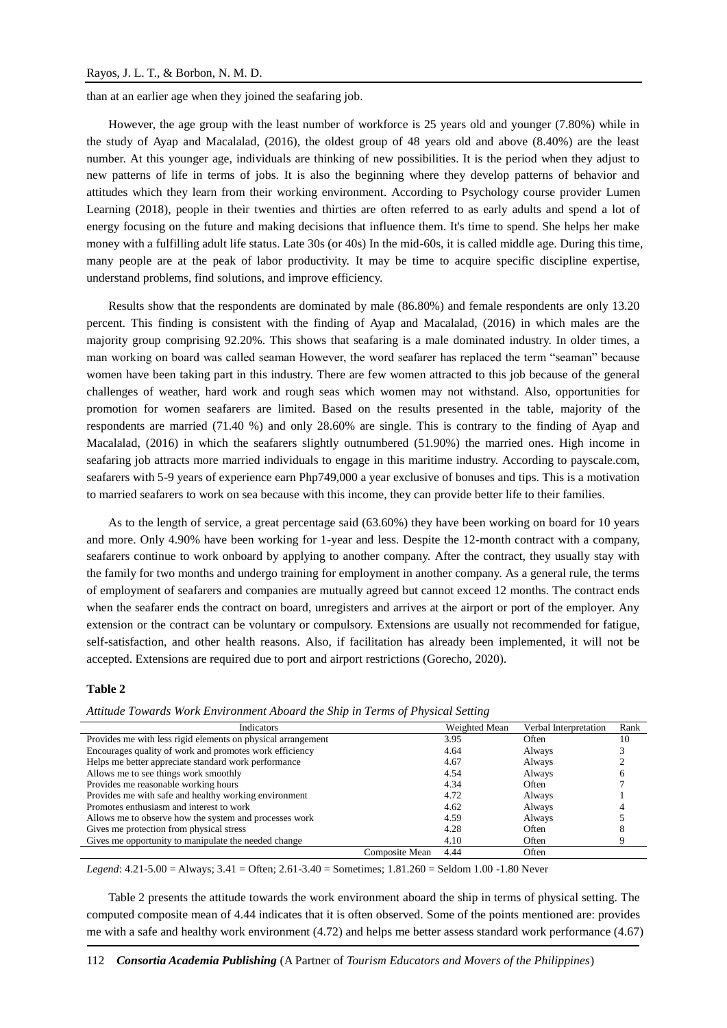than at an earlier age when they joined the seafaring job.

However, the age group with the least number of workforce is 25 years old and younger (7.80%) while in the study of Ayap and Macalalad, (2016), the oldest group of 48 years old and above (8.40%) are the least number. At this younger age, individuals are thinking of new possibilities. It is the period when they adjust to new patterns of life in terms of jobs. It is also the beginning where they develop patterns of behavior and attitudes which they learn from their working environment. According to Psychology course provider Lumen Learning (2018), people in their twenties and thirties are often referred to as early adults and spend a lot of energy focusing on the future and making decisions that influence them. It's time to spend. She helps her make money with a fulfilling adult life status. Late 30s (or 40s) In the mid-60s, it is called middle age. During this time, many people are at the peak of labor productivity. It may be time to acquire specific discipline expertise, understand problems, find solutions, and improve efficiency.

Results show that the respondents are dominated by male (86.80%) and female respondents are only 13.20 percent. This finding is consistent with the finding of Ayap and Macalalad, (2016) in which males are the majority group comprising 92.20%. This shows that seafaring is a male dominated industry. In older times, a man working on board was called seaman However, the word seafarer has replaced the term "seaman" because women have been taking part in this industry. There are few women attracted to this job because of the general challenges of weather, hard work and rough seas which women may not withstand. Also, opportunities for promotion for women seafarers are limited. Based on the results presented in the table, majority of the respondents are married (71.40 %) and only 28.60% are single. This is contrary to the finding of Ayap and Macalalad, (2016) in which the seafarers slightly outnumbered (51.90%) the married ones. High income in seafaring job attracts more married individuals to engage in this maritime industry. According to payscale.com, seafarers with 5-9 years of experience earn Php749,000 a year exclusive of bonuses and tips. This is a motivation to married seafarers to work on sea because with this income, they can provide better life to their families.

As to the length of service, a great percentage said (63.60%) they have been working on board for 10 years and more. Only 4.90% have been working for 1-year and less. Despite the 12-month contract with a company, seafarers continue to work onboard by applying to another company. After the contract, they usually stay with the family for two months and undergo training for employment in another company. As a general rule, the terms of employment of seafarers and companies are mutually agreed but cannot exceed 12 months. The contract ends when the seafarer ends the contract on board, unregisters and arrives at the airport or port of the employer. Any extension or the contract can be voluntary or compulsory. Extensions are usually not recommended for fatigue, self-satisfaction, and other health reasons. Also, if facilitation has already been implemented, it will not be accepted. Extensions are required due to port and airport restrictions (Gorecho, 2020).

**Table 2**

*Attitude Towards Work Environment Aboard the Ship in Terms of Physical Setting*

| Indicators | Weighted Mean | Verbal Interpretation | Rank |
|---|---|---|---|
| Provides me with less rigid elements on physical arrangement | 3.95 | Often | 10 |
| Encourages quality of work and promotes work efficiency | 4.64 | Always | 3 |
| Helps me better appreciate standard work performance | 4.67 | Always | 2 |
| Allows me to see things work smoothly | 4.54 | Always | 6 |
| Provides me reasonable working hours | 4.34 | Often | 7 |
| Provides me with safe and healthy working environment | 4.72 | Always | 1 |
| Promotes enthusiasm and interest to work | 4.62 | Always | 4 |
| Allows me to observe how the system and processes work | 4.59 | Always | 5 |
| Gives me protection from physical stress | 4.28 | Often | 8 |
| Gives me opportunity to manipulate the needed change | 4.10 | Often | 9 |
| Composite Mean | 4.44 | Often | |

*Legend*: 4.21-5.00 = Always; 3.41 = Often; 2.61-3.40 = Sometimes; 1.81.260 = Seldom 1.00 -1.80 Never

Table 2 presents the attitude towards the work environment aboard the ship in terms of physical setting. The computed composite mean of 4.44 indicates that it is often observed. Some of the points mentioned are: provides me with a safe and healthy work environment (4.72) and helps me better assess standard work performance (4.67)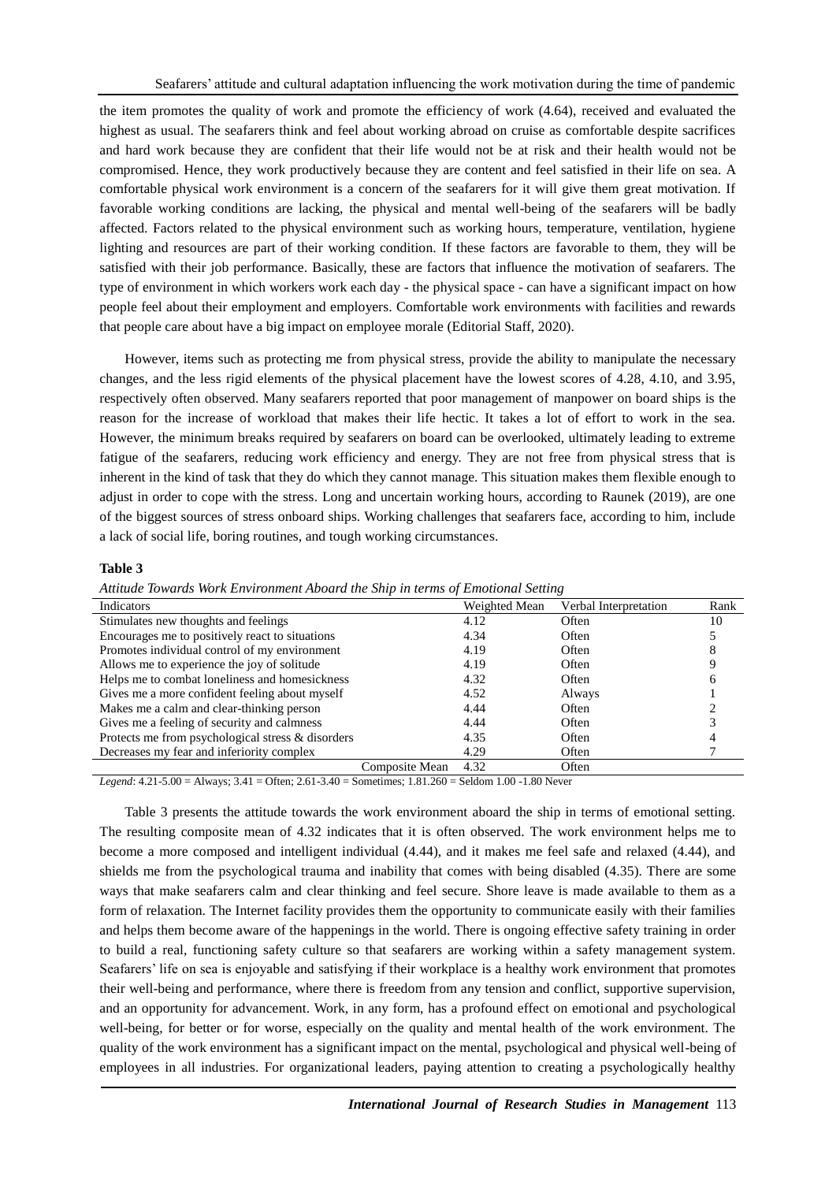the item promotes the quality of work and promote the efficiency of work (4.64), received and evaluated the highest as usual. The seafarers think and feel about working abroad on cruise as comfortable despite sacrifices and hard work because they are confident that their life would not be at risk and their health would not be compromised. Hence, they work productively because they are content and feel satisfied in their life on sea. A comfortable physical work environment is a concern of the seafarers for it will give them great motivation. If favorable working conditions are lacking, the physical and mental well-being of the seafarers will be badly affected. Factors related to the physical environment such as working hours, temperature, ventilation, hygiene lighting and resources are part of their working condition. If these factors are favorable to them, they will be satisfied with their job performance. Basically, these are factors that influence the motivation of seafarers. The type of environment in which workers work each day - the physical space - can have a significant impact on how people feel about their employment and employers. Comfortable work environments with facilities and rewards that people care about have a big impact on employee morale (Editorial Staff, 2020).

However, items such as protecting me from physical stress, provide the ability to manipulate the necessary changes, and the less rigid elements of the physical placement have the lowest scores of 4.28, 4.10, and 3.95, respectively often observed. Many seafarers reported that poor management of manpower on board ships is the reason for the increase of workload that makes their life hectic. It takes a lot of effort to work in the sea. However, the minimum breaks required by seafarers on board can be overlooked, ultimately leading to extreme fatigue of the seafarers, reducing work efficiency and energy. They are not free from physical stress that is inherent in the kind of task that they do which they cannot manage. This situation makes them flexible enough to adjust in order to cope with the stress. Long and uncertain working hours, according to Raunek (2019), are one of the biggest sources of stress onboard ships. Working challenges that seafarers face, according to him, include a lack of social life, boring routines, and tough working circumstances.

**Table 3**

*Attitude Towards Work Environment Aboard the Ship in terms of Emotional Setting*

| Indicators | Weighted Mean | Verbal Interpretation | Rank |
|---|---|---|---|
| Stimulates new thoughts and feelings | 4.12 | Often | 10 |
| Encourages me to positively react to situations | 4.34 | Often | 5 |
| Promotes individual control of my environment | 4.19 | Often | 8 |
| Allows me to experience the joy of solitude | 4.19 | Often | 9 |
| Helps me to combat loneliness and homesickness | 4.32 | Often | 6 |
| Gives me a more confident feeling about myself | 4.52 | Always | 1 |
| Makes me a calm and clear-thinking person | 4.44 | Often | 2 |
| Gives me a feeling of security and calmness | 4.44 | Often | 3 |
| Protects me from psychological stress & disorders | 4.35 | Often | 4 |
| Decreases my fear and inferiority complex | 4.29 | Often | 7 |
| Composite Mean | 4.32 | Often | |

*Legend*: 4.21-5.00 = Always; 3.41 = Often; 2.61-3.40 = Sometimes; 1.81.260 = Seldom 1.00 -1.80 Never

Table 3 presents the attitude towards the work environment aboard the ship in terms of emotional setting. The resulting composite mean of 4.32 indicates that it is often observed. The work environment helps me to become a more composed and intelligent individual (4.44), and it makes me feel safe and relaxed (4.44), and shields me from the psychological trauma and inability that comes with being disabled (4.35). There are some ways that make seafarers calm and clear thinking and feel secure. Shore leave is made available to them as a form of relaxation. The Internet facility provides them the opportunity to communicate easily with their families and helps them become aware of the happenings in the world. There is ongoing effective safety training in order to build a real, functioning safety culture so that seafarers are working within a safety management system. Seafarers' life on sea is enjoyable and satisfying if their workplace is a healthy work environment that promotes their well-being and performance, where there is freedom from any tension and conflict, supportive supervision, and an opportunity for advancement. Work, in any form, has a profound effect on emotional and psychological well-being, for better or for worse, especially on the quality and mental health of the work environment. The quality of the work environment has a significant impact on the mental, psychological and physical well-being of employees in all industries. For organizational leaders, paying attention to creating a psychologically healthy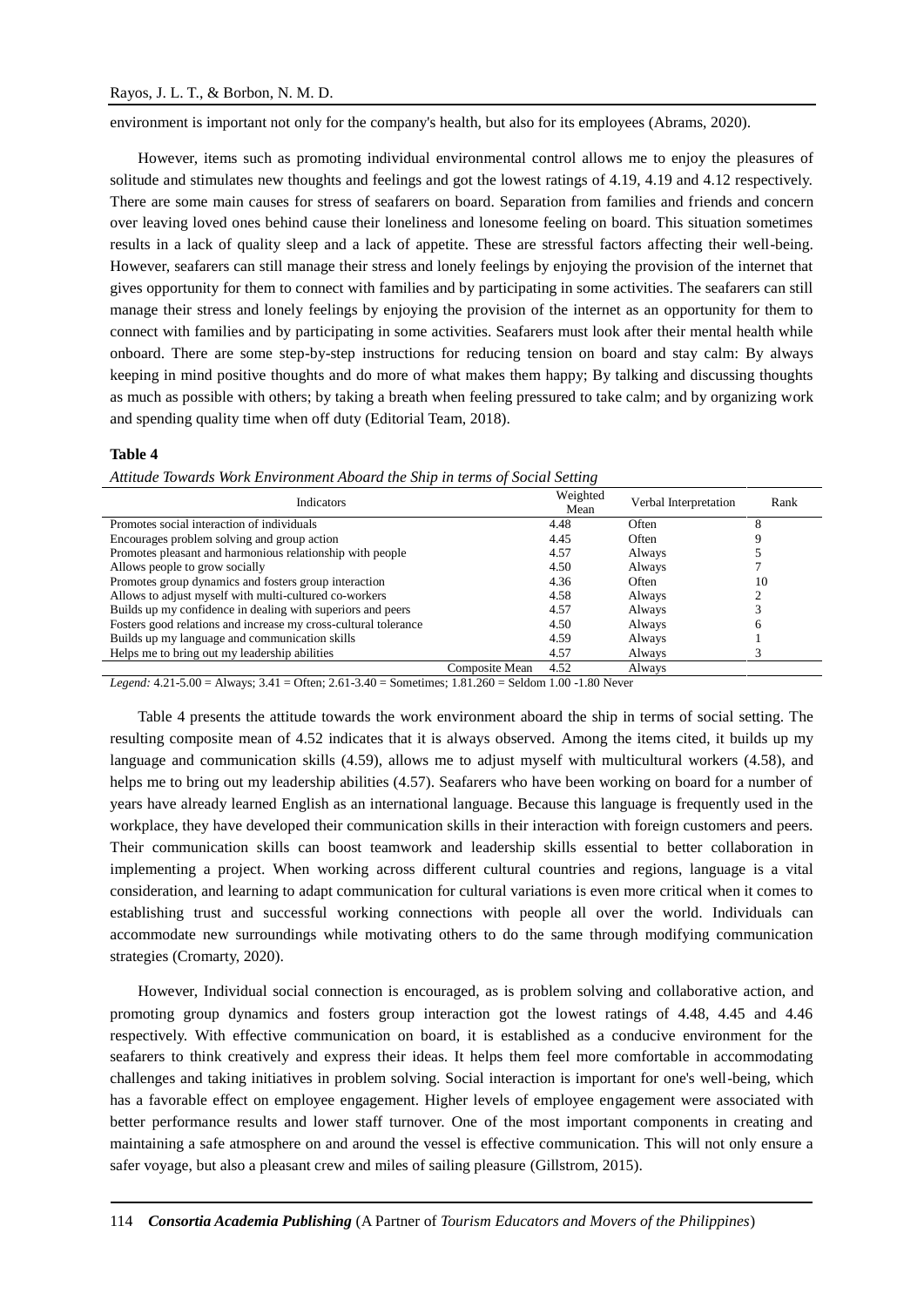environment is important not only for the company's health, but also for its employees (Abrams, 2020).

However, items such as promoting individual environmental control allows me to enjoy the pleasures of solitude and stimulates new thoughts and feelings and got the lowest ratings of 4.19, 4.19 and 4.12 respectively. There are some main causes for stress of seafarers on board. Separation from families and friends and concern over leaving loved ones behind cause their loneliness and lonesome feeling on board. This situation sometimes results in a lack of quality sleep and a lack of appetite. These are stressful factors affecting their well-being. However, seafarers can still manage their stress and lonely feelings by enjoying the provision of the internet that gives opportunity for them to connect with families and by participating in some activities. The seafarers can still manage their stress and lonely feelings by enjoying the provision of the internet as an opportunity for them to connect with families and by participating in some activities. Seafarers must look after their mental health while onboard. There are some step-by-step instructions for reducing tension on board and stay calm: By always keeping in mind positive thoughts and do more of what makes them happy; By talking and discussing thoughts as much as possible with others; by taking a breath when feeling pressured to take calm; and by organizing work and spending quality time when off duty (Editorial Team, 2018).

**Table 4**

*Attitude Towards Work Environment Aboard the Ship in terms of Social Setting*

| Indicators | Weighted Mean | Verbal Interpretation | Rank |
|---|---|---|---|
| Promotes social interaction of individuals | 4.48 | Often | 8 |
| Encourages problem solving and group action | 4.45 | Often | 9 |
| Promotes pleasant and harmonious relationship with people | 4.57 | Always | 5 |
| Allows people to grow socially | 4.50 | Always | 7 |
| Promotes group dynamics and fosters group interaction | 4.36 | Often | 10 |
| Allows to adjust myself with multi-cultured co-workers | 4.58 | Always | 2 |
| Builds up my confidence in dealing with superiors and peers | 4.57 | Always | 3 |
| Fosters good relations and increase my cross-cultural tolerance | 4.50 | Always | 6 |
| Builds up my language and communication skills | 4.59 | Always | 1 |
| Helps me to bring out my leadership abilities | 4.57 | Always | 3 |
| Composite Mean | 4.52 | Always | |

*Legend:* 4.21-5.00 = Always; 3.41 = Often; 2.61-3.40 = Sometimes; 1.81.260 = Seldom 1.00 -1.80 Never

Table 4 presents the attitude towards the work environment aboard the ship in terms of social setting. The resulting composite mean of 4.52 indicates that it is always observed. Among the items cited, it builds up my language and communication skills (4.59), allows me to adjust myself with multicultural workers (4.58), and helps me to bring out my leadership abilities (4.57). Seafarers who have been working on board for a number of years have already learned English as an international language. Because this language is frequently used in the workplace, they have developed their communication skills in their interaction with foreign customers and peers. Their communication skills can boost teamwork and leadership skills essential to better collaboration in implementing a project. When working across different cultural countries and regions, language is a vital consideration, and learning to adapt communication for cultural variations is even more critical when it comes to establishing trust and successful working connections with people all over the world. Individuals can accommodate new surroundings while motivating others to do the same through modifying communication strategies (Cromarty, 2020).

However, Individual social connection is encouraged, as is problem solving and collaborative action, and promoting group dynamics and fosters group interaction got the lowest ratings of 4.48, 4.45 and 4.46 respectively. With effective communication on board, it is established as a conducive environment for the seafarers to think creatively and express their ideas. It helps them feel more comfortable in accommodating challenges and taking initiatives in problem solving. Social interaction is important for one's well-being, which has a favorable effect on employee engagement. Higher levels of employee engagement were associated with better performance results and lower staff turnover. One of the most important components in creating and maintaining a safe atmosphere on and around the vessel is effective communication. This will not only ensure a safer voyage, but also a pleasant crew and miles of sailing pleasure (Gillstrom, 2015).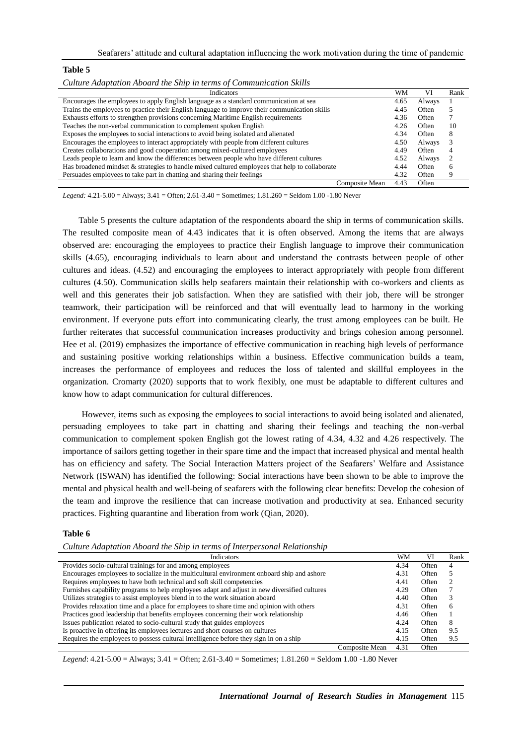**Table 5**

*Culture Adaptation Aboard the Ship in terms of Communication Skills*

| Indicators | WM | VI | Rank |
|---|---|---|---|
| Encourages the employees to apply English language as a standard communication at sea | 4.65 | Always | 1 |
| Trains the employees to practice their English language to improve their communication skills | 4.45 | Often | 5 |
| Exhausts efforts to strengthen provisions concerning Maritime English requirements | 4.36 | Often | 7 |
| Teaches the non-verbal communication to complement spoken English | 4.26 | Often | 10 |
| Exposes the employees to social interactions to avoid being isolated and alienated | 4.34 | Often | 8 |
| Encourages the employees to interact appropriately with people from different cultures | 4.50 | Always | 3 |
| Creates collaborations and good cooperation among mixed-cultured employees | 4.49 | Often | 4 |
| Leads people to learn and know the differences between people who have different cultures | 4.52 | Always | 2 |
| Has broadened mindset & strategies to handle mixed cultured employees that help to collaborate | 4.44 | Often | 6 |
| Persuades employees to take part in chatting and sharing their feelings | 4.32 | Often | 9 |
| Composite Mean | 4.43 | Often | |

*Legend:* 4.21-5.00 = Always; 3.41 = Often; 2.61-3.40 = Sometimes; 1.81.260 = Seldom 1.00 -1.80 Never

Table 5 presents the culture adaptation of the respondents aboard the ship in terms of communication skills. The resulted composite mean of 4.43 indicates that it is often observed. Among the items that are always observed are: encouraging the employees to practice their English language to improve their communication skills (4.65), encouraging individuals to learn about and understand the contrasts between people of other cultures and ideas. (4.52) and encouraging the employees to interact appropriately with people from different cultures (4.50). Communication skills help seafarers maintain their relationship with co-workers and clients as well and this generates their job satisfaction. When they are satisfied with their job, there will be stronger teamwork, their participation will be reinforced and that will eventually lead to harmony in the working environment. If everyone puts effort into communicating clearly, the trust among employees can be built. He further reiterates that successful communication increases productivity and brings cohesion among personnel. Hee et al. (2019) emphasizes the importance of effective communication in reaching high levels of performance and sustaining positive working relationships within a business. Effective communication builds a team, increases the performance of employees and reduces the loss of talented and skillful employees in the organization. Cromarty (2020) supports that to work flexibly, one must be adaptable to different cultures and know how to adapt communication for cultural differences.

However, items such as exposing the employees to social interactions to avoid being isolated and alienated, persuading employees to take part in chatting and sharing their feelings and teaching the non-verbal communication to complement spoken English got the lowest rating of 4.34, 4.32 and 4.26 respectively. The importance of sailors getting together in their spare time and the impact that increased physical and mental health has on efficiency and safety. The Social Interaction Matters project of the Seafarers' Welfare and Assistance Network (ISWAN) has identified the following: Social interactions have been shown to be able to improve the mental and physical health and well-being of seafarers with the following clear benefits: Develop the cohesion of the team and improve the resilience that can increase motivation and productivity at sea. Enhanced security practices. Fighting quarantine and liberation from work (Qian, 2020).

**Table 6**

*Culture Adaptation Aboard the Ship in terms of Interpersonal Relationship*

| Indicators | WM | VI | Rank |
|---|---|---|---|
| Provides socio-cultural trainings for and among employees | 4.34 | Often | 4 |
| Encourages employees to socialize in the multicultural environment onboard ship and ashore | 4.31 | Often | 5 |
| Requires employees to have both technical and soft skill competencies | 4.41 | Often | 2 |
| Furnishes capability programs to help employees adapt and adjust in new diversified cultures | 4.29 | Often | 7 |
| Utilizes strategies to assist employees blend in to the work situation aboard | 4.40 | Often | 3 |
| Provides relaxation time and a place for employees to share time and opinion with others | 4.31 | Often | 6 |
| Practices good leadership that benefits employees concerning their work relationship | 4.46 | Often | 1 |
| Issues publication related to socio-cultural study that guides employees | 4.24 | Often | 8 |
| Is proactive in offering its employees lectures and short courses on cultures | 4.15 | Often | 9.5 |
| Requires the employees to possess cultural intelligence before they sign in on a ship | 4.15 | Often | 9.5 |
| Composite Mean | 4.31 | Often | |

*Legend*: 4.21-5.00 = Always; 3.41 = Often; 2.61-3.40 = Sometimes; 1.81.260 = Seldom 1.00 -1.80 Never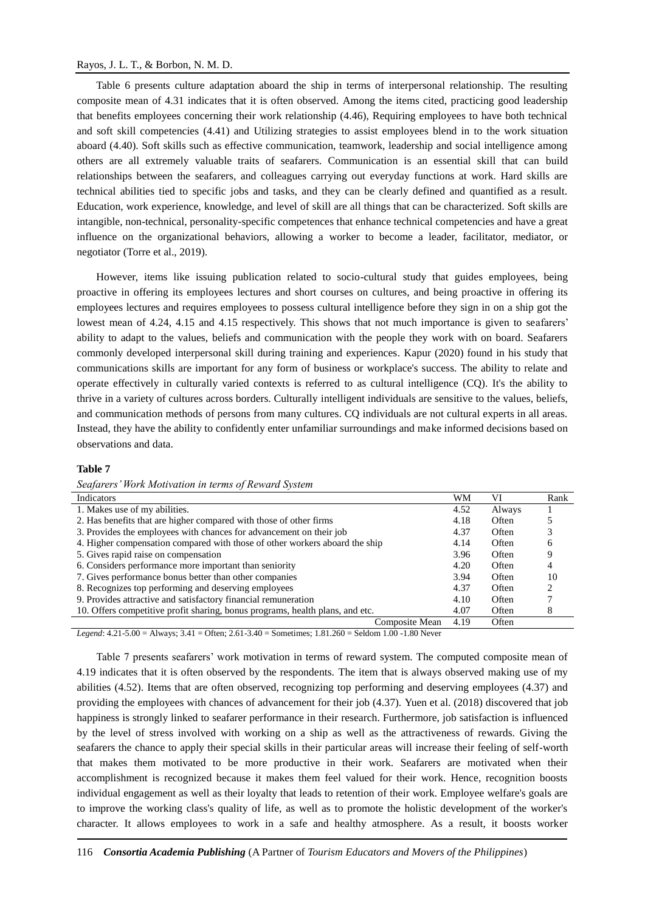Table 6 presents culture adaptation aboard the ship in terms of interpersonal relationship. The resulting composite mean of 4.31 indicates that it is often observed. Among the items cited, practicing good leadership that benefits employees concerning their work relationship (4.46), Requiring employees to have both technical and soft skill competencies (4.41) and Utilizing strategies to assist employees blend in to the work situation aboard (4.40). Soft skills such as effective communication, teamwork, leadership and social intelligence among others are all extremely valuable traits of seafarers. Communication is an essential skill that can build relationships between the seafarers, and colleagues carrying out everyday functions at work. Hard skills are technical abilities tied to specific jobs and tasks, and they can be clearly defined and quantified as a result. Education, work experience, knowledge, and level of skill are all things that can be characterized. Soft skills are intangible, non-technical, personality-specific competences that enhance technical competencies and have a great influence on the organizational behaviors, allowing a worker to become a leader, facilitator, mediator, or negotiator (Torre et al., 2019).

However, items like issuing publication related to socio-cultural study that guides employees, being proactive in offering its employees lectures and short courses on cultures, and being proactive in offering its employees lectures and requires employees to possess cultural intelligence before they sign in on a ship got the lowest mean of 4.24, 4.15 and 4.15 respectively. This shows that not much importance is given to seafarers' ability to adapt to the values, beliefs and communication with the people they work with on board. Seafarers commonly developed interpersonal skill during training and experiences. Kapur (2020) found in his study that communications skills are important for any form of business or workplace's success. The ability to relate and operate effectively in culturally varied contexts is referred to as cultural intelligence (CQ). It's the ability to thrive in a variety of cultures across borders. Culturally intelligent individuals are sensitive to the values, beliefs, and communication methods of persons from many cultures. CQ individuals are not cultural experts in all areas. Instead, they have the ability to confidently enter unfamiliar surroundings and make informed decisions based on observations and data.

**Table 7**

*Seafarers' Work Motivation in terms of Reward System*

| Indicators | WM | VI | Rank |
|---|---|---|---|
| 1. Makes use of my abilities. | 4.52 | Always | 1 |
| 2. Has benefits that are higher compared with those of other firms | 4.18 | Often | 5 |
| 3. Provides the employees with chances for advancement on their job | 4.37 | Often | 3 |
| 4. Higher compensation compared with those of other workers aboard the ship | 4.14 | Often | 6 |
| 5. Gives rapid raise on compensation | 3.96 | Often | 9 |
| 6. Considers performance more important than seniority | 4.20 | Often | 4 |
| 7. Gives performance bonus better than other companies | 3.94 | Often | 10 |
| 8. Recognizes top performing and deserving employees | 4.37 | Often | 2 |
| 9. Provides attractive and satisfactory financial remuneration | 4.10 | Often | 7 |
| 10. Offers competitive profit sharing, bonus programs, health plans, and etc. | 4.07 | Often | 8 |
| Composite Mean | 4.19 | Often | |

*Legend*: 4.21-5.00 = Always; 3.41 = Often; 2.61-3.40 = Sometimes; 1.81.260 = Seldom 1.00 -1.80 Never

Table 7 presents seafarers' work motivation in terms of reward system. The computed composite mean of 4.19 indicates that it is often observed by the respondents. The item that is always observed making use of my abilities (4.52). Items that are often observed, recognizing top performing and deserving employees (4.37) and providing the employees with chances of advancement for their job (4.37). Yuen et al. (2018) discovered that job happiness is strongly linked to seafarer performance in their research. Furthermore, job satisfaction is influenced by the level of stress involved with working on a ship as well as the attractiveness of rewards. Giving the seafarers the chance to apply their special skills in their particular areas will increase their feeling of self-worth that makes them motivated to be more productive in their work. Seafarers are motivated when their accomplishment is recognized because it makes them feel valued for their work. Hence, recognition boosts individual engagement as well as their loyalty that leads to retention of their work. Employee welfare's goals are to improve the working class's quality of life, as well as to promote the holistic development of the worker's character. It allows employees to work in a safe and healthy atmosphere. As a result, it boosts worker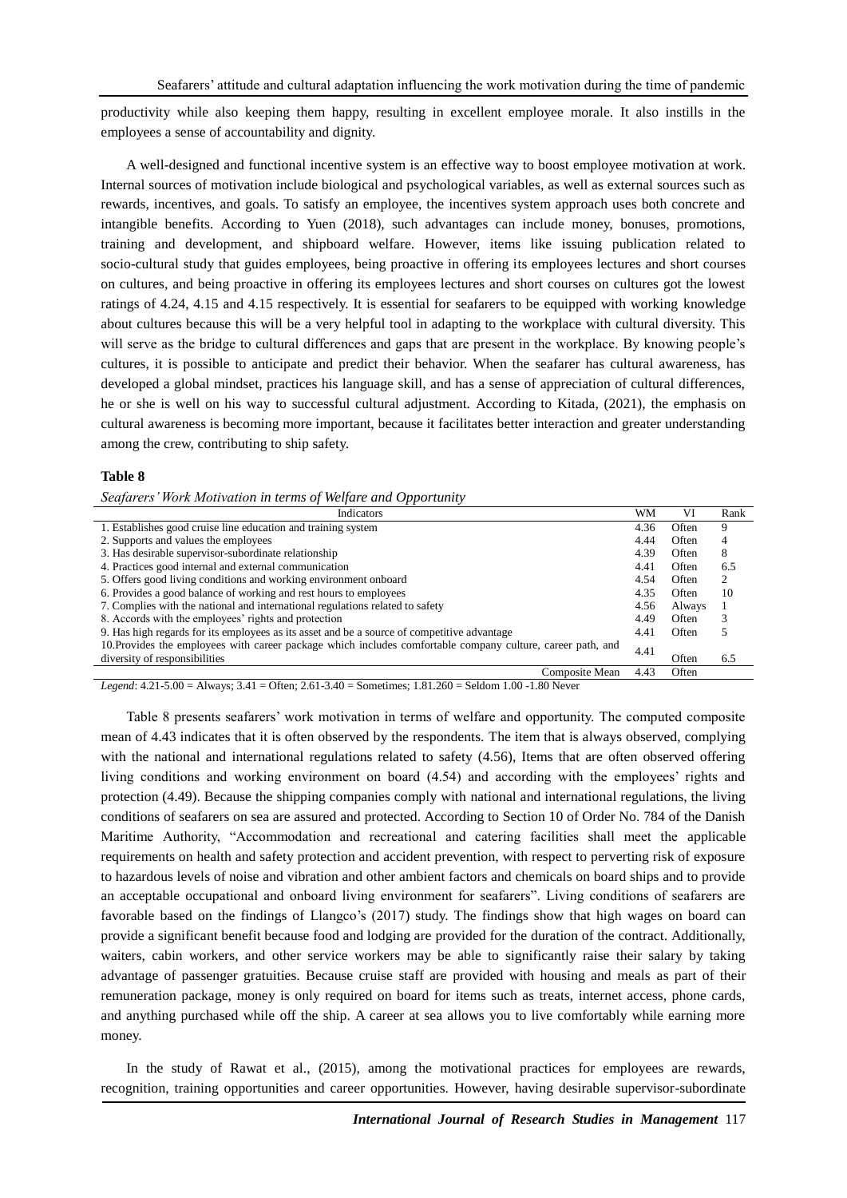productivity while also keeping them happy, resulting in excellent employee morale. It also instills in the employees a sense of accountability and dignity.

A well-designed and functional incentive system is an effective way to boost employee motivation at work. Internal sources of motivation include biological and psychological variables, as well as external sources such as rewards, incentives, and goals. To satisfy an employee, the incentives system approach uses both concrete and intangible benefits. According to Yuen (2018), such advantages can include money, bonuses, promotions, training and development, and shipboard welfare. However, items like issuing publication related to socio-cultural study that guides employees, being proactive in offering its employees lectures and short courses on cultures, and being proactive in offering its employees lectures and short courses on cultures got the lowest ratings of 4.24, 4.15 and 4.15 respectively. It is essential for seafarers to be equipped with working knowledge about cultures because this will be a very helpful tool in adapting to the workplace with cultural diversity. This will serve as the bridge to cultural differences and gaps that are present in the workplace. By knowing people's cultures, it is possible to anticipate and predict their behavior. When the seafarer has cultural awareness, has developed a global mindset, practices his language skill, and has a sense of appreciation of cultural differences, he or she is well on his way to successful cultural adjustment. According to Kitada, (2021), the emphasis on cultural awareness is becoming more important, because it facilitates better interaction and greater understanding among the crew, contributing to ship safety.

**Table 8**

*Seafarers' Work Motivation in terms of Welfare and Opportunity*

| Indicators | WM | VI | Rank |
|---|---|---|---|
| 1. Establishes good cruise line education and training system | 4.36 | Often | 9 |
| 2. Supports and values the employees | 4.44 | Often | 4 |
| 3. Has desirable supervisor-subordinate relationship | 4.39 | Often | 8 |
| 4. Practices good internal and external communication | 4.41 | Often | 6.5 |
| 5. Offers good living conditions and working environment onboard | 4.54 | Often | 2 |
| 6. Provides a good balance of working and rest hours to employees | 4.35 | Often | 10 |
| 7. Complies with the national and international regulations related to safety | 4.56 | Always | 1 |
| 8. Accords with the employees' rights and protection | 4.49 | Often | 3 |
| 9. Has high regards for its employees as its asset and be a source of competitive advantage | 4.41 | Often | 5 |
| 10.Provides the employees with career package which includes comfortable company culture, career path, and diversity of responsibilities | 4.41 | Often | 6.5 |
| Composite Mean | 4.43 | Often | |

*Legend*: 4.21-5.00 = Always; 3.41 = Often; 2.61-3.40 = Sometimes; 1.81.260 = Seldom 1.00 -1.80 Never

Table 8 presents seafarers' work motivation in terms of welfare and opportunity. The computed composite mean of 4.43 indicates that it is often observed by the respondents. The item that is always observed, complying with the national and international regulations related to safety (4.56), Items that are often observed offering living conditions and working environment on board (4.54) and according with the employees' rights and protection (4.49). Because the shipping companies comply with national and international regulations, the living conditions of seafarers on sea are assured and protected. According to Section 10 of Order No. 784 of the Danish Maritime Authority, "Accommodation and recreational and catering facilities shall meet the applicable requirements on health and safety protection and accident prevention, with respect to perverting risk of exposure to hazardous levels of noise and vibration and other ambient factors and chemicals on board ships and to provide an acceptable occupational and onboard living environment for seafarers". Living conditions of seafarers are favorable based on the findings of Llangco's (2017) study. The findings show that high wages on board can provide a significant benefit because food and lodging are provided for the duration of the contract. Additionally, waiters, cabin workers, and other service workers may be able to significantly raise their salary by taking advantage of passenger gratuities. Because cruise staff are provided with housing and meals as part of their remuneration package, money is only required on board for items such as treats, internet access, phone cards, and anything purchased while off the ship. A career at sea allows you to live comfortably while earning more money.

In the study of Rawat et al., (2015), among the motivational practices for employees are rewards, recognition, training opportunities and career opportunities. However, having desirable supervisor-subordinate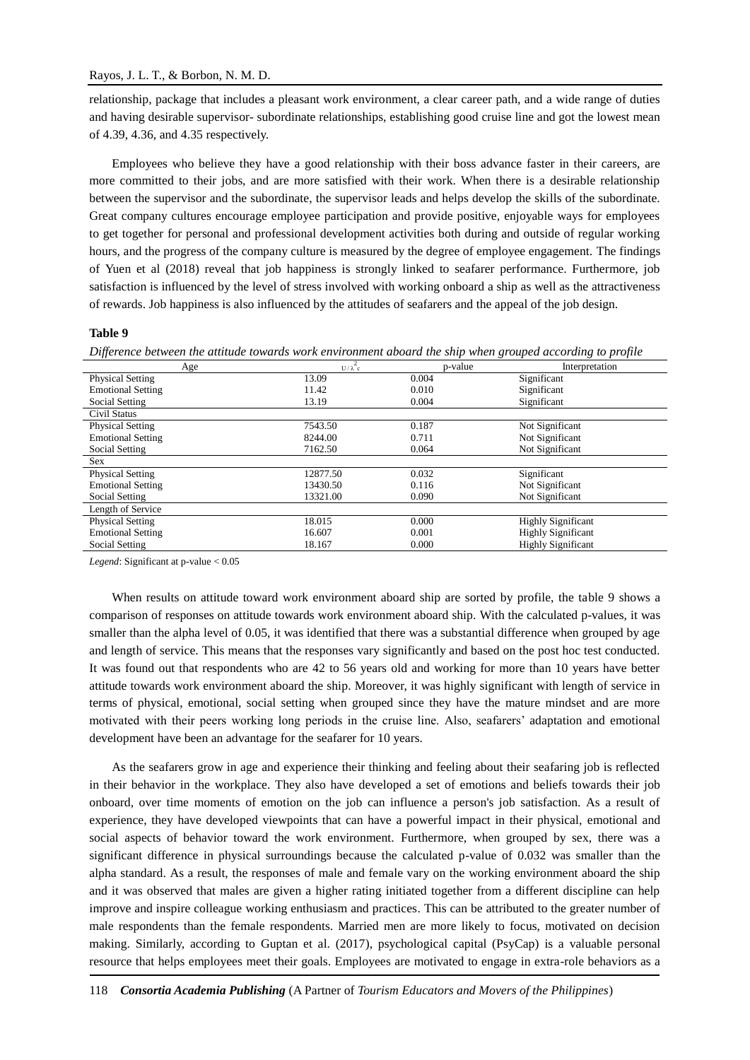relationship, package that includes a pleasant work environment, a clear career path, and a wide range of duties and having desirable supervisor- subordinate relationships, establishing good cruise line and got the lowest mean of 4.39, 4.36, and 4.35 respectively.

Employees who believe they have a good relationship with their boss advance faster in their careers, are more committed to their jobs, and are more satisfied with their work. When there is a desirable relationship between the supervisor and the subordinate, the supervisor leads and helps develop the skills of the subordinate. Great company cultures encourage employee participation and provide positive, enjoyable ways for employees to get together for personal and professional development activities both during and outside of regular working hours, and the progress of the company culture is measured by the degree of employee engagement. The findings of Yuen et al (2018) reveal that job happiness is strongly linked to seafarer performance. Furthermore, job satisfaction is influenced by the level of stress involved with working onboard a ship as well as the attractiveness of rewards. Job happiness is also influenced by the attitudes of seafarers and the appeal of the job design.

**Table 9**

*Difference between the attitude towards work environment aboard the ship when grouped according to profile*

| Age | $U/\lambda^2_c$ | p-value | Interpretation |
|---|---|---|---|
| Physical Setting | 13.09 | 0.004 | Significant |
| Emotional Setting | 11.42 | 0.010 | Significant |
| Social Setting | 13.19 | 0.004 | Significant |
| Civil Status | | | |
| Physical Setting | 7543.50 | 0.187 | Not Significant |
| Emotional Setting | 8244.00 | 0.711 | Not Significant |
| Social Setting | 7162.50 | 0.064 | Not Significant |
| Sex | | | |
| Physical Setting | 12877.50 | 0.032 | Significant |
| Emotional Setting | 13430.50 | 0.116 | Not Significant |
| Social Setting | 13321.00 | 0.090 | Not Significant |
| Length of Service | | | |
| Physical Setting | 18.015 | 0.000 | Highly Significant |
| Emotional Setting | 16.607 | 0.001 | Highly Significant |
| Social Setting | 18.167 | 0.000 | Highly Significant |

*Legend*: Significant at p-value < 0.05

When results on attitude toward work environment aboard ship are sorted by profile, the table 9 shows a comparison of responses on attitude towards work environment aboard ship. With the calculated p-values, it was smaller than the alpha level of 0.05, it was identified that there was a substantial difference when grouped by age and length of service. This means that the responses vary significantly and based on the post hoc test conducted. It was found out that respondents who are 42 to 56 years old and working for more than 10 years have better attitude towards work environment aboard the ship. Moreover, it was highly significant with length of service in terms of physical, emotional, social setting when grouped since they have the mature mindset and are more motivated with their peers working long periods in the cruise line. Also, seafarers' adaptation and emotional development have been an advantage for the seafarer for 10 years.

As the seafarers grow in age and experience their thinking and feeling about their seafaring job is reflected in their behavior in the workplace. They also have developed a set of emotions and beliefs towards their job onboard, over time moments of emotion on the job can influence a person's job satisfaction. As a result of experience, they have developed viewpoints that can have a powerful impact in their physical, emotional and social aspects of behavior toward the work environment. Furthermore, when grouped by sex, there was a significant difference in physical surroundings because the calculated p-value of 0.032 was smaller than the alpha standard. As a result, the responses of male and female vary on the working environment aboard the ship and it was observed that males are given a higher rating initiated together from a different discipline can help improve and inspire colleague working enthusiasm and practices. This can be attributed to the greater number of male respondents than the female respondents. Married men are more likely to focus, motivated on decision making. Similarly, according to Guptan et al. (2017), psychological capital (PsyCap) is a valuable personal resource that helps employees meet their goals. Employees are motivated to engage in extra-role behaviors as a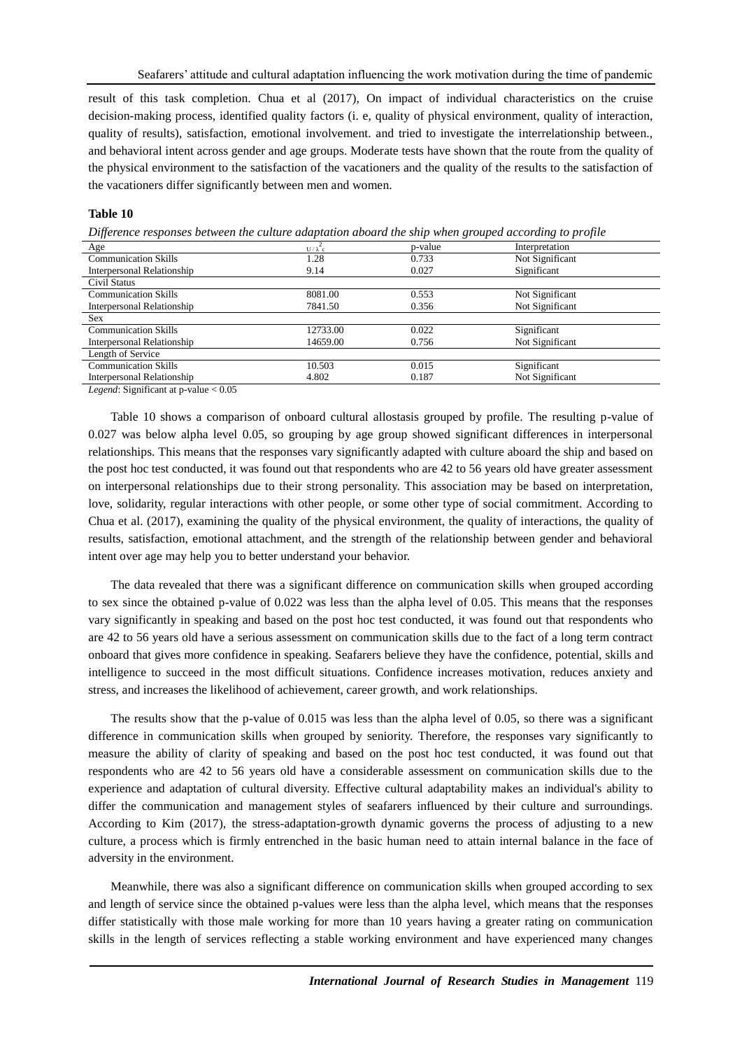result of this task completion. Chua et al (2017), On impact of individual characteristics on the cruise decision-making process, identified quality factors (i. e, quality of physical environment, quality of interaction, quality of results), satisfaction, emotional involvement. and tried to investigate the interrelationship between., and behavioral intent across gender and age groups. Moderate tests have shown that the route from the quality of the physical environment to the satisfaction of the vacationers and the quality of the results to the satisfaction of the vacationers differ significantly between men and women.

**Table 10**

*Difference responses between the culture adaptation aboard the ship when grouped according to profile*

| Age | $U / \lambda^2_c$ | p-value | Interpretation |
|---|---|---|---|
| Communication Skills | 1.28 | 0.733 | Not Significant |
| Interpersonal Relationship | 9.14 | 0.027 | Significant |
| Civil Status | | | |
| Communication Skills | 8081.00 | 0.553 | Not Significant |
| Interpersonal Relationship | 7841.50 | 0.356 | Not Significant |
| Sex | | | |
| Communication Skills | 12733.00 | 0.022 | Significant |
| Interpersonal Relationship | 14659.00 | 0.756 | Not Significant |
| Length of Service | | | |
| Communication Skills | 10.503 | 0.015 | Significant |
| Interpersonal Relationship | 4.802 | 0.187 | Not Significant |

*Legend*: Significant at p-value < 0.05

Table 10 shows a comparison of onboard cultural allostasis grouped by profile. The resulting p-value of 0.027 was below alpha level 0.05, so grouping by age group showed significant differences in interpersonal relationships. This means that the responses vary significantly adapted with culture aboard the ship and based on the post hoc test conducted, it was found out that respondents who are 42 to 56 years old have greater assessment on interpersonal relationships due to their strong personality. This association may be based on interpretation, love, solidarity, regular interactions with other people, or some other type of social commitment. According to Chua et al. (2017), examining the quality of the physical environment, the quality of interactions, the quality of results, satisfaction, emotional attachment, and the strength of the relationship between gender and behavioral intent over age may help you to better understand your behavior.

The data revealed that there was a significant difference on communication skills when grouped according to sex since the obtained p-value of 0.022 was less than the alpha level of 0.05. This means that the responses vary significantly in speaking and based on the post hoc test conducted, it was found out that respondents who are 42 to 56 years old have a serious assessment on communication skills due to the fact of a long term contract onboard that gives more confidence in speaking. Seafarers believe they have the confidence, potential, skills and intelligence to succeed in the most difficult situations. Confidence increases motivation, reduces anxiety and stress, and increases the likelihood of achievement, career growth, and work relationships.

The results show that the p-value of 0.015 was less than the alpha level of 0.05, so there was a significant difference in communication skills when grouped by seniority. Therefore, the responses vary significantly to measure the ability of clarity of speaking and based on the post hoc test conducted, it was found out that respondents who are 42 to 56 years old have a considerable assessment on communication skills due to the experience and adaptation of cultural diversity. Effective cultural adaptability makes an individual's ability to differ the communication and management styles of seafarers influenced by their culture and surroundings. According to Kim (2017), the stress-adaptation-growth dynamic governs the process of adjusting to a new culture, a process which is firmly entrenched in the basic human need to attain internal balance in the face of adversity in the environment.

Meanwhile, there was also a significant difference on communication skills when grouped according to sex and length of service since the obtained p-values were less than the alpha level, which means that the responses differ statistically with those male working for more than 10 years having a greater rating on communication skills in the length of services reflecting a stable working environment and have experienced many changes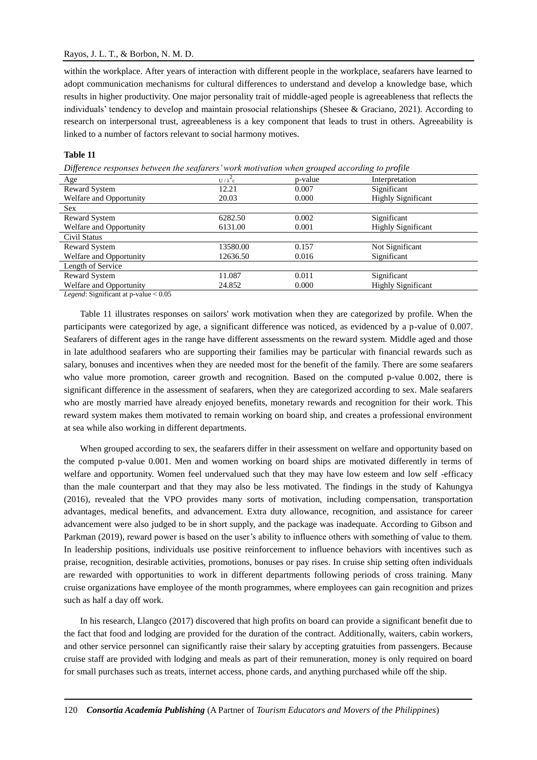within the workplace. After years of interaction with different people in the workplace, seafarers have learned to adopt communication mechanisms for cultural differences to understand and develop a knowledge base, which results in higher productivity. One major personality trait of middle-aged people is agreeableness that reflects the individuals' tendency to develop and maintain prosocial relationships (Shesee & Graciano, 2021). According to research on interpersonal trust, agreeableness is a key component that leads to trust in others. Agreeability is linked to a number of factors relevant to social harmony motives.

**Table 11**

*Difference responses between the seafarers' work motivation when grouped according to profile*

| Age | $U / \lambda^2_c$ | p-value | Interpretation |
|---|---|---|---|
| Reward System | 12.21 | 0.007 | Significant |
| Welfare and Opportunity | 20.03 | 0.000 | Highly Significant |
| Sex | | | |
| Reward System | 6282.50 | 0.002 | Significant |
| Welfare and Opportunity | 6131.00 | 0.001 | Highly Significant |
| Civil Status | | | |
| Reward System | 13580.00 | 0.157 | Not Significant |
| Welfare and Opportunity | 12636.50 | 0.016 | Significant |
| Length of Service | | | |
| Reward System | 11.087 | 0.011 | Significant |
| Welfare and Opportunity | 24.852 | 0.000 | Highly Significant |

*Legend*: Significant at p-value < 0.05

Table 11 illustrates responses on sailors' work motivation when they are categorized by profile. When the participants were categorized by age, a significant difference was noticed, as evidenced by a p-value of 0.007. Seafarers of different ages in the range have different assessments on the reward system. Middle aged and those in late adulthood seafarers who are supporting their families may be particular with financial rewards such as salary, bonuses and incentives when they are needed most for the benefit of the family. There are some seafarers who value more promotion, career growth and recognition. Based on the computed p-value 0.002, there is significant difference in the assessment of seafarers, when they are categorized according to sex. Male seafarers who are mostly married have already enjoyed benefits, monetary rewards and recognition for their work. This reward system makes them motivated to remain working on board ship, and creates a professional environment at sea while also working in different departments.

When grouped according to sex, the seafarers differ in their assessment on welfare and opportunity based on the computed p-value 0.001. Men and women working on board ships are motivated differently in terms of welfare and opportunity. Women feel undervalued such that they may have low esteem and low self -efficacy than the male counterpart and that they may also be less motivated. The findings in the study of Kahungya (2016), revealed that the VPO provides many sorts of motivation, including compensation, transportation advantages, medical benefits, and advancement. Extra duty allowance, recognition, and assistance for career advancement were also judged to be in short supply, and the package was inadequate. According to Gibson and Parkman (2019), reward power is based on the user's ability to influence others with something of value to them. In leadership positions, individuals use positive reinforcement to influence behaviors with incentives such as praise, recognition, desirable activities, promotions, bonuses or pay rises. In cruise ship setting often individuals are rewarded with opportunities to work in different departments following periods of cross training. Many cruise organizations have employee of the month programmes, where employees can gain recognition and prizes such as half a day off work.

In his research, Llangco (2017) discovered that high profits on board can provide a significant benefit due to the fact that food and lodging are provided for the duration of the contract. Additionally, waiters, cabin workers, and other service personnel can significantly raise their salary by accepting gratuities from passengers. Because cruise staff are provided with lodging and meals as part of their remuneration, money is only required on board for small purchases such as treats, internet access, phone cards, and anything purchased while off the ship.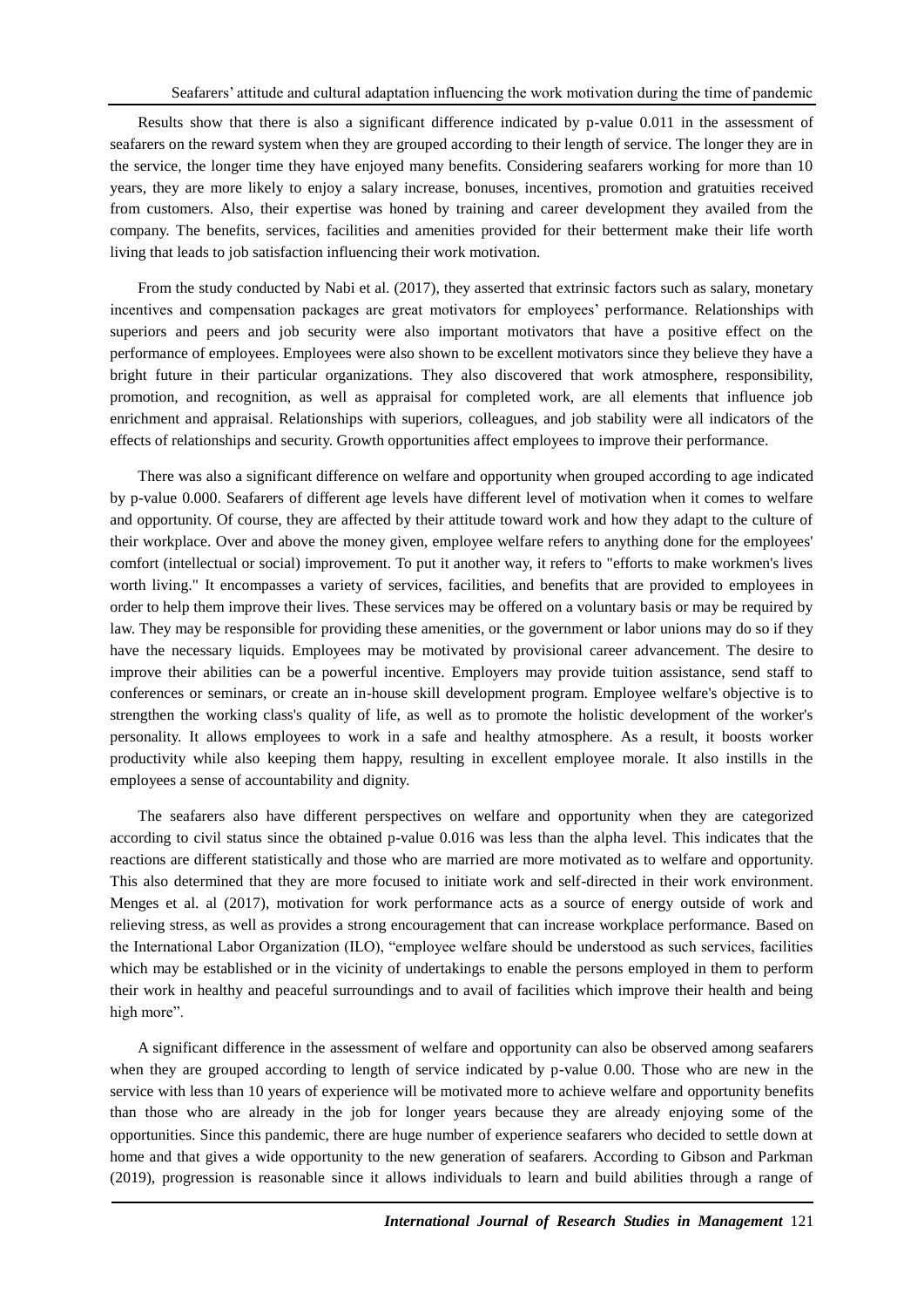Results show that there is also a significant difference indicated by p-value 0.011 in the assessment of seafarers on the reward system when they are grouped according to their length of service. The longer they are in the service, the longer time they have enjoyed many benefits. Considering seafarers working for more than 10 years, they are more likely to enjoy a salary increase, bonuses, incentives, promotion and gratuities received from customers. Also, their expertise was honed by training and career development they availed from the company. The benefits, services, facilities and amenities provided for their betterment make their life worth living that leads to job satisfaction influencing their work motivation.

From the study conducted by Nabi et al. (2017), they asserted that extrinsic factors such as salary, monetary incentives and compensation packages are great motivators for employees' performance. Relationships with superiors and peers and job security were also important motivators that have a positive effect on the performance of employees. Employees were also shown to be excellent motivators since they believe they have a bright future in their particular organizations. They also discovered that work atmosphere, responsibility, promotion, and recognition, as well as appraisal for completed work, are all elements that influence job enrichment and appraisal. Relationships with superiors, colleagues, and job stability were all indicators of the effects of relationships and security. Growth opportunities affect employees to improve their performance.

There was also a significant difference on welfare and opportunity when grouped according to age indicated by p-value 0.000. Seafarers of different age levels have different level of motivation when it comes to welfare and opportunity. Of course, they are affected by their attitude toward work and how they adapt to the culture of their workplace. Over and above the money given, employee welfare refers to anything done for the employees' comfort (intellectual or social) improvement. To put it another way, it refers to "efforts to make workmen's lives worth living." It encompasses a variety of services, facilities, and benefits that are provided to employees in order to help them improve their lives. These services may be offered on a voluntary basis or may be required by law. They may be responsible for providing these amenities, or the government or labor unions may do so if they have the necessary liquids. Employees may be motivated by provisional career advancement. The desire to improve their abilities can be a powerful incentive. Employers may provide tuition assistance, send staff to conferences or seminars, or create an in-house skill development program. Employee welfare's objective is to strengthen the working class's quality of life, as well as to promote the holistic development of the worker's personality. It allows employees to work in a safe and healthy atmosphere. As a result, it boosts worker productivity while also keeping them happy, resulting in excellent employee morale. It also instills in the employees a sense of accountability and dignity.

The seafarers also have different perspectives on welfare and opportunity when they are categorized according to civil status since the obtained p-value 0.016 was less than the alpha level. This indicates that the reactions are different statistically and those who are married are more motivated as to welfare and opportunity. This also determined that they are more focused to initiate work and self-directed in their work environment. Menges et. al (2017), motivation for work performance acts as a source of energy outside of work and relieving stress, as well as provides a strong encouragement that can increase workplace performance. Based on the International Labor Organization (ILO), "employee welfare should be understood as such services, facilities which may be established or in the vicinity of undertakings to enable the persons employed in them to perform their work in healthy and peaceful surroundings and to avail of facilities which improve their health and being high more".

A significant difference in the assessment of welfare and opportunity can also be observed among seafarers when they are grouped according to length of service indicated by p-value 0.00. Those who are new in the service with less than 10 years of experience will be motivated more to achieve welfare and opportunity benefits than those who are already in the job for longer years because they are already enjoying some of the opportunities. Since this pandemic, there are huge number of experience seafarers who decided to settle down at home and that gives a wide opportunity to the new generation of seafarers. According to Gibson and Parkman (2019), progression is reasonable since it allows individuals to learn and build abilities through a range of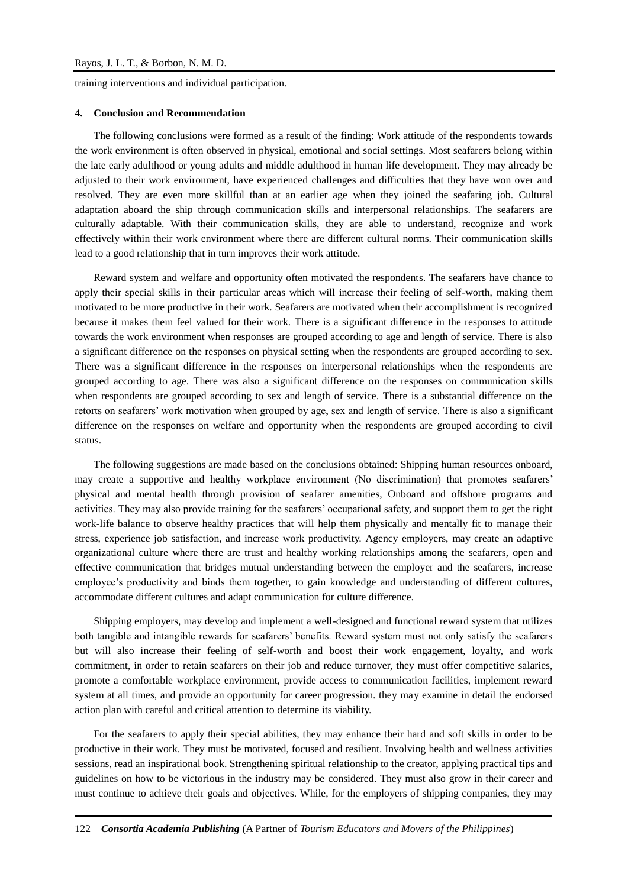training interventions and individual participation.

## 4. Conclusion and Recommendation

The following conclusions were formed as a result of the finding: Work attitude of the respondents towards the work environment is often observed in physical, emotional and social settings. Most seafarers belong within the late early adulthood or young adults and middle adulthood in human life development. They may already be adjusted to their work environment, have experienced challenges and difficulties that they have won over and resolved. They are even more skillful than at an earlier age when they joined the seafaring job. Cultural adaptation aboard the ship through communication skills and interpersonal relationships. The seafarers are culturally adaptable. With their communication skills, they are able to understand, recognize and work effectively within their work environment where there are different cultural norms. Their communication skills lead to a good relationship that in turn improves their work attitude.

Reward system and welfare and opportunity often motivated the respondents. The seafarers have chance to apply their special skills in their particular areas which will increase their feeling of self-worth, making them motivated to be more productive in their work. Seafarers are motivated when their accomplishment is recognized because it makes them feel valued for their work. There is a significant difference in the responses to attitude towards the work environment when responses are grouped according to age and length of service. There is also a significant difference on the responses on physical setting when the respondents are grouped according to sex. There was a significant difference in the responses on interpersonal relationships when the respondents are grouped according to age. There was also a significant difference on the responses on communication skills when respondents are grouped according to sex and length of service. There is a substantial difference on the retorts on seafarers' work motivation when grouped by age, sex and length of service. There is also a significant difference on the responses on welfare and opportunity when the respondents are grouped according to civil status.

The following suggestions are made based on the conclusions obtained: Shipping human resources onboard, may create a supportive and healthy workplace environment (No discrimination) that promotes seafarers' physical and mental health through provision of seafarer amenities, Onboard and offshore programs and activities. They may also provide training for the seafarers' occupational safety, and support them to get the right work-life balance to observe healthy practices that will help them physically and mentally fit to manage their stress, experience job satisfaction, and increase work productivity. Agency employers, may create an adaptive organizational culture where there are trust and healthy working relationships among the seafarers, open and effective communication that bridges mutual understanding between the employer and the seafarers, increase employee's productivity and binds them together, to gain knowledge and understanding of different cultures, accommodate different cultures and adapt communication for culture difference.

Shipping employers, may develop and implement a well-designed and functional reward system that utilizes both tangible and intangible rewards for seafarers' benefits. Reward system must not only satisfy the seafarers but will also increase their feeling of self-worth and boost their work engagement, loyalty, and work commitment, in order to retain seafarers on their job and reduce turnover, they must offer competitive salaries, promote a comfortable workplace environment, provide access to communication facilities, implement reward system at all times, and provide an opportunity for career progression. they may examine in detail the endorsed action plan with careful and critical attention to determine its viability.

For the seafarers to apply their special abilities, they may enhance their hard and soft skills in order to be productive in their work. They must be motivated, focused and resilient. Involving health and wellness activities sessions, read an inspirational book. Strengthening spiritual relationship to the creator, applying practical tips and guidelines on how to be victorious in the industry may be considered. They must also grow in their career and must continue to achieve their goals and objectives. While, for the employers of shipping companies, they may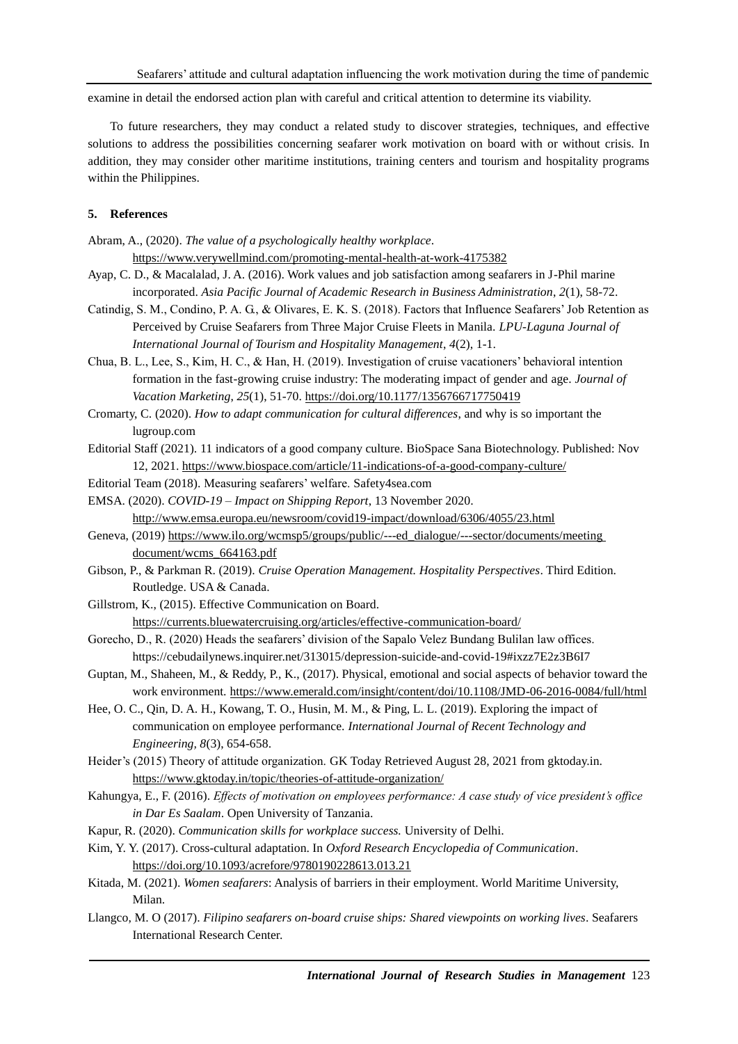examine in detail the endorsed action plan with careful and critical attention to determine its viability.

To future researchers, they may conduct a related study to discover strategies, techniques, and effective solutions to address the possibilities concerning seafarer work motivation on board with or without crisis. In addition, they may consider other maritime institutions, training centers and tourism and hospitality programs within the Philippines.

## 5. References

Abram, A., (2020). *The value of a psychologically healthy workplace*. https://www.verywellmind.com/promoting-mental-health-at-work-4175382

Ayap, C. D., & Macalalad, J. A. (2016). Work values and job satisfaction among seafarers in J-Phil marine incorporated. *Asia Pacific Journal of Academic Research in Business Administration, 2*(1), 58-72.

Catindig, S. M., Condino, P. A. G., & Olivares, E. K. S. (2018). Factors that Influence Seafarers' Job Retention as Perceived by Cruise Seafarers from Three Major Cruise Fleets in Manila. *LPU-Laguna Journal of International Journal of Tourism and Hospitality Management*, *4*(2), 1-1.

Chua, B. L., Lee, S., Kim, H. C., & Han, H. (2019). Investigation of cruise vacationers' behavioral intention formation in the fast-growing cruise industry: The moderating impact of gender and age. *Journal of Vacation Marketing, 25*(1), 51-70. https://doi.org/10.1177/1356766717750419

Cromarty, C. (2020). *How to adapt communication for cultural differences*, and why is so important the lugroup.com

Editorial Staff (2021). 11 indicators of a good company culture. BioSpace Sana Biotechnology. Published: Nov 12, 2021. https://www.biospace.com/article/11-indications-of-a-good-company-culture/

Editorial Team (2018). Measuring seafarers' welfare. Safety4sea.com

EMSA. (2020). *COVID-19 – Impact on Shipping Report*, 13 November 2020. http://www.emsa.europa.eu/newsroom/covid19-impact/download/6306/4055/23.html

Geneva, (2019) https://www.ilo.org/wcmsp5/groups/public/---ed_dialogue/---sector/documents/meeting document/wcms_664163.pdf

Gibson, P., & Parkman R. (2019). *Cruise Operation Management. Hospitality Perspectives*. Third Edition. Routledge. USA & Canada.

Gillstrom, K., (2015). Effective Communication on Board. https://currents.bluewatercruising.org/articles/effective-communication-board/

Gorecho, D., R. (2020) Heads the seafarers' division of the Sapalo Velez Bundang Bulilan law offices. https://cebudailynews.inquirer.net/313015/depression-suicide-and-covid-19#ixzz7E2z3B6I7

Guptan, M., Shaheen, M., & Reddy, P., K., (2017). Physical, emotional and social aspects of behavior toward the work environment. https://www.emerald.com/insight/content/doi/10.1108/JMD-06-2016-0084/full/html

Hee, O. C., Qin, D. A. H., Kowang, T. O., Husin, M. M., & Ping, L. L. (2019). Exploring the impact of communication on employee performance. *International Journal of Recent Technology and Engineering, 8*(3), 654-658.

Heider's (2015) Theory of attitude organization. GK Today Retrieved August 28, 2021 from gktoday.in. https://www.gktoday.in/topic/theories-of-attitude-organization/

Kahungya, E., F. (2016). *Effects of motivation on employees performance: A case study of vice president's office in Dar Es Saalam*. Open University of Tanzania.

Kapur, R. (2020). *Communication skills for workplace success.* University of Delhi.

Kim, Y. Y. (2017). Cross-cultural adaptation. In *Oxford Research Encyclopedia of Communication*. https://doi.org/10.1093/acrefore/9780190228613.013.21

Kitada, M. (2021). *Women seafarers*: Analysis of barriers in their employment. World Maritime University, Milan.

Llangco, M. O (2017). *Filipino seafarers on-board cruise ships: Shared viewpoints on working lives*. Seafarers International Research Center.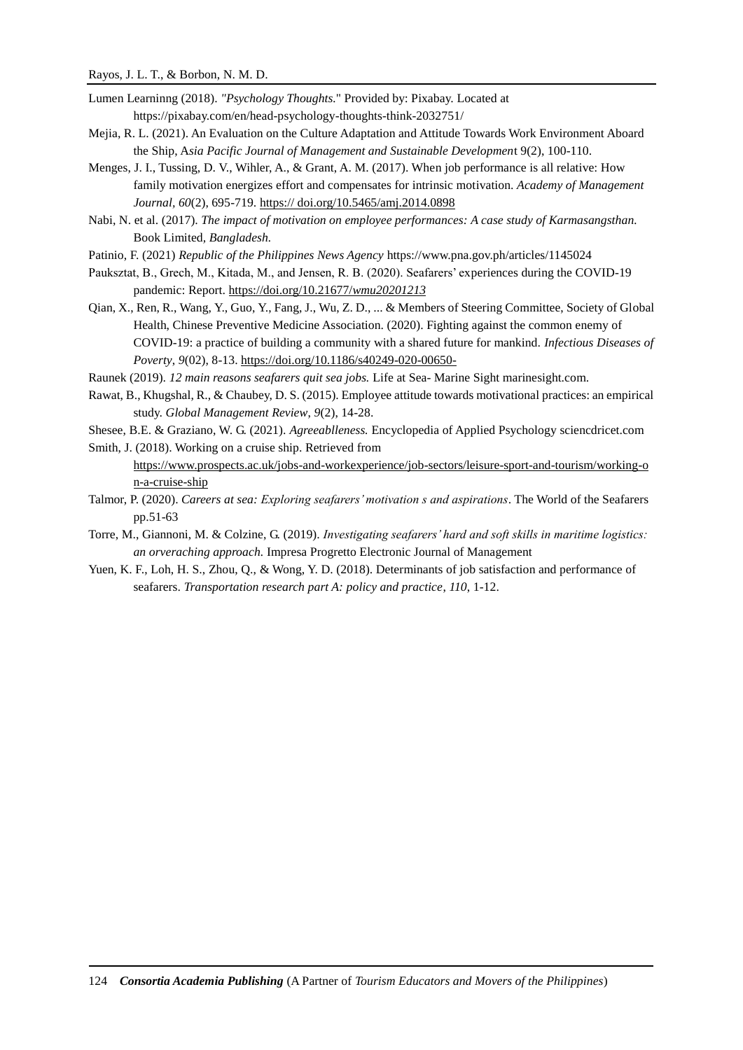Lumen Learninng (2018). *"Psychology Thoughts.*" Provided by: Pixabay. Located at https://pixabay.com/en/head-psychology-thoughts-think-2032751/

Mejia, R. L. (2021). An Evaluation on the Culture Adaptation and Attitude Towards Work Environment Aboard the Ship, A*sia Pacific Journal of Management and Sustainable Developmen*t 9(2), 100-110.

Menges, J. I., Tussing, D. V., Wihler, A., & Grant, A. M. (2017). When job performance is all relative: How family motivation energizes effort and compensates for intrinsic motivation. *Academy of Management Journal*, *60*(2), 695-719. https:// doi.org/10.5465/amj.2014.0898

Nabi, N. et al. (2017). *The impact of motivation on employee performances: A case study of Karmasangsthan.* Book Limited, *Bangladesh.*

Patinio, F. (2021) *Republic of the Philippines News Agency* https://www.pna.gov.ph/articles/1145024

Pauksztat, B., Grech, M., Kitada, M., and Jensen, R. B. (2020). Seafarers' experiences during the COVID-19 pandemic: Report. https://doi.org/10.21677/*wmu20201213*

Qian, X., Ren, R., Wang, Y., Guo, Y., Fang, J., Wu, Z. D., ... & Members of Steering Committee, Society of Global Health, Chinese Preventive Medicine Association. (2020). Fighting against the common enemy of COVID-19: a practice of building a community with a shared future for mankind. *Infectious Diseases of Poverty*, *9*(02), 8-13. https://doi.org/10.1186/s40249-020-00650-

Raunek (2019). *12 main reasons seafarers quit sea jobs.* Life at Sea- Marine Sight marinesight.com.

Rawat, B., Khugshal, R., & Chaubey, D. S. (2015). Employee attitude towards motivational practices: an empirical study. *Global Management Review*, *9*(2), 14-28.

Shesee, B.E. & Graziano, W. G. (2021). *Agreeablleness.* Encyclopedia of Applied Psychology sciencdricet.com

Smith, J. (2018). Working on a cruise ship. Retrieved from https://www.prospects.ac.uk/jobs-and-workexperience/job-sectors/leisure-sport-and-tourism/working-on-a-cruise-ship

Talmor, P. (2020). *Careers at sea: Exploring seafarers' motivation s and aspirations*. The World of the Seafarers pp.51-63

Torre, M., Giannoni, M. & Colzine, G. (2019). *Investigating seafarers' hard and soft skills in maritime logistics: an orveraching approach.* Impresa Progretto Electronic Journal of Management

Yuen, K. F., Loh, H. S., Zhou, Q., & Wong, Y. D. (2018). Determinants of job satisfaction and performance of seafarers. *Transportation research part A: policy and practice*, *110*, 1-12.